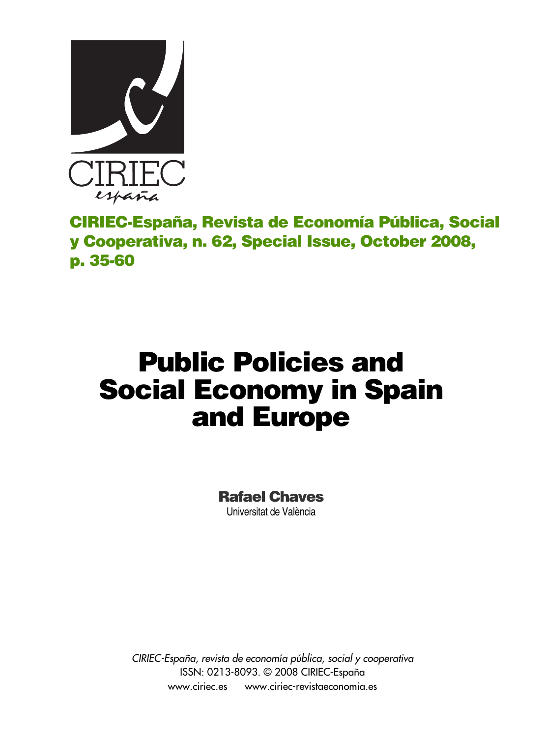CIRIEC España

**CIRIEC-España, Revista de Economía Pública, Social y Cooperativa, n. 62, Special Issue, October 2008, p. 35-60**

# Public Policies and Social Economy in Spain and Europe

**Rafael Chaves**
Universitat de València

*CIRIEC-España, revista de economía pública, social y cooperativa*
ISSN: 0213-8093. © 2008 CIRIEC-España
www.ciriec.es www.ciriec-revistaeconomia.es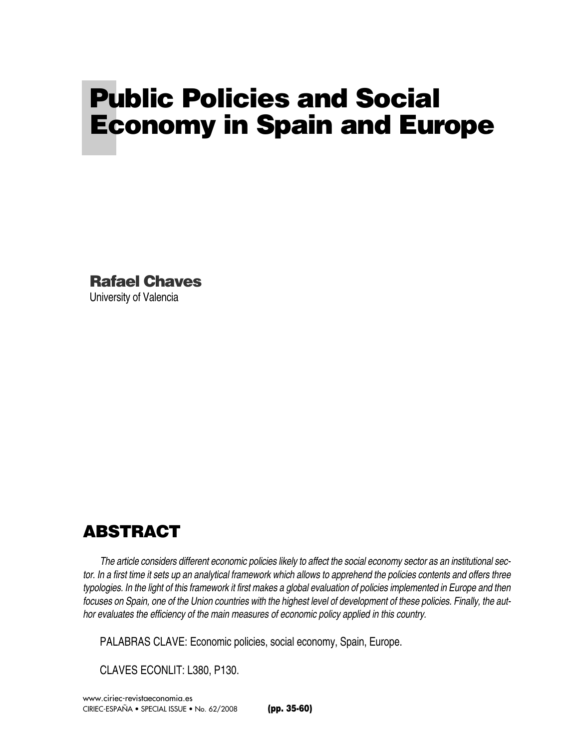# Public Policies and Social Economy in Spain and Europe

**Rafael Chaves**
University of Valencia

## ABSTRACT

*The article considers different economic policies likely to affect the social economy sector as an institutional sector. In a first time it sets up an analytical framework which allows to apprehend the policies contents and offers three typologies. In the light of this framework it first makes a global evaluation of policies implemented in Europe and then focuses on Spain, one of the Union countries with the highest level of development of these policies. Finally, the author evaluates the efficiency of the main measures of economic policy applied in this country.*

PALABRAS CLAVE: Economic policies, social economy, Spain, Europe.

CLAVES ECONLIT: L380, P130.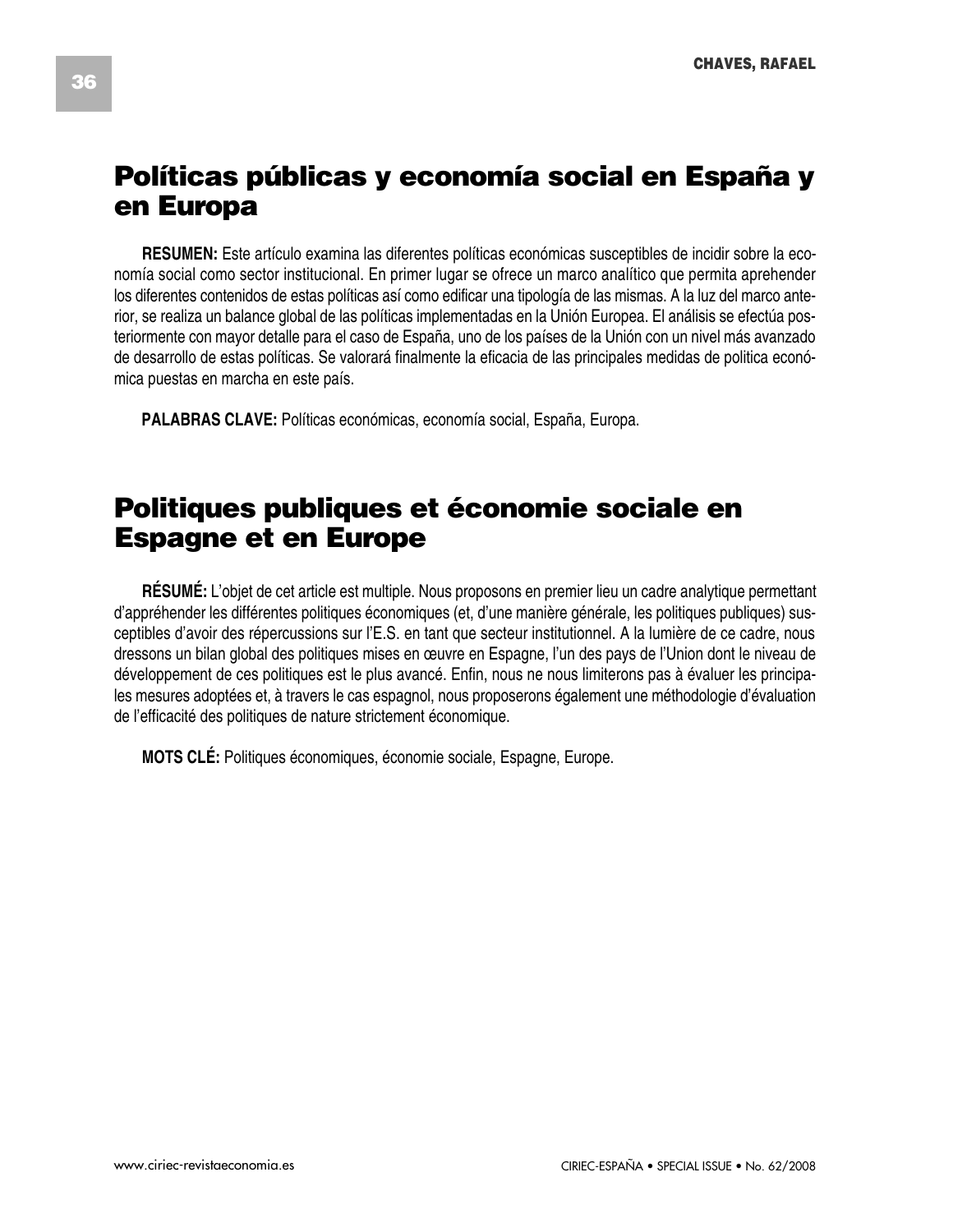# Políticas públicas y economía social en España y en Europa

**RESUMEN:** Este artículo examina las diferentes políticas económicas susceptibles de incidir sobre la economía social como sector institucional. En primer lugar se ofrece un marco analítico que permita aprehender los diferentes contenidos de estas políticas así como edificar una tipología de las mismas. A la luz del marco anterior, se realiza un balance global de las políticas implementadas en la Unión Europea. El análisis se efectúa posteriormente con mayor detalle para el caso de España, uno de los países de la Unión con un nivel más avanzado de desarrollo de estas políticas. Se valorará finalmente la eficacia de las principales medidas de politica económica puestas en marcha en este país.

**PALABRAS CLAVE:** Políticas económicas, economía social, España, Europa.

# Politiques publiques et économie sociale en Espagne et en Europe

**RÉSUMÉ:** L'objet de cet article est multiple. Nous proposons en premier lieu un cadre analytique permettant d'appréhender les différentes politiques économiques (et, d'une manière générale, les politiques publiques) susceptibles d'avoir des répercussions sur l'E.S. en tant que secteur institutionnel. A la lumière de ce cadre, nous dressons un bilan global des politiques mises en œuvre en Espagne, l'un des pays de l'Union dont le niveau de développement de ces politiques est le plus avancé. Enfin, nous ne nous limiterons pas à évaluer les principales mesures adoptées et, à travers le cas espagnol, nous proposerons également une méthodologie d'évaluation de l'efficacité des politiques de nature strictement économique.

**MOTS CLÉ:** Politiques économiques, économie sociale, Espagne, Europe.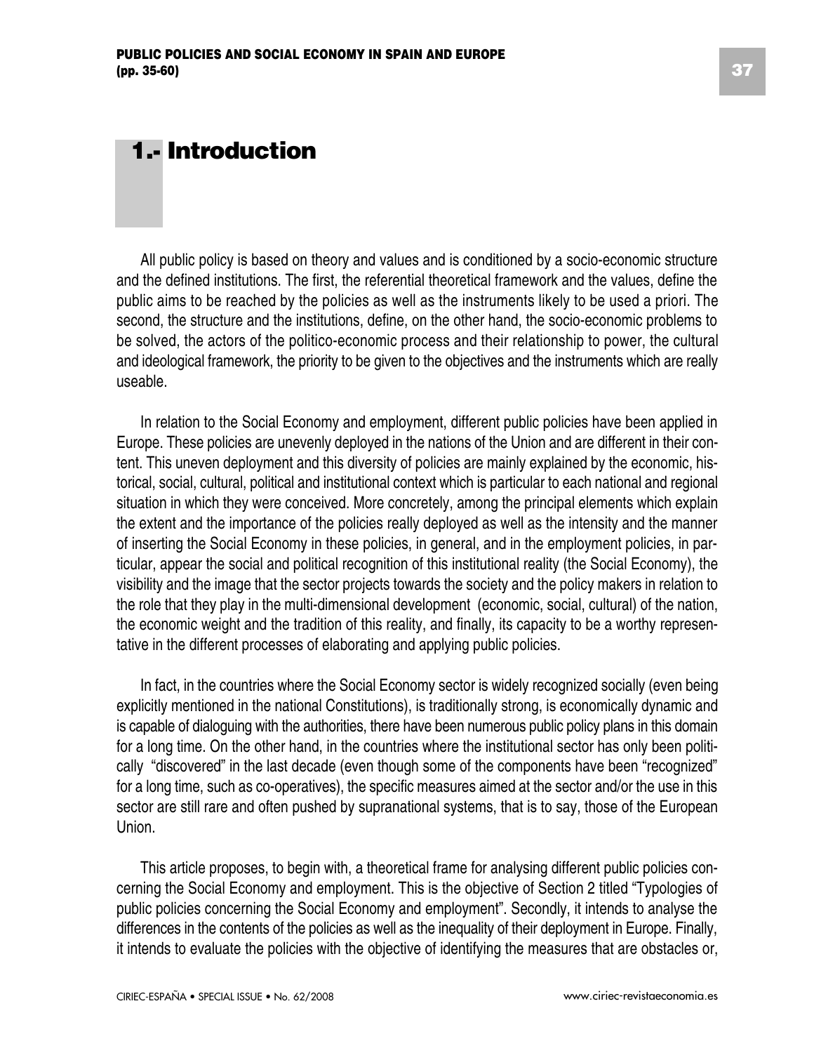# 1.- Introduction

All public policy is based on theory and values and is conditioned by a socio-economic structure and the defined institutions. The first, the referential theoretical framework and the values, define the public aims to be reached by the policies as well as the instruments likely to be used a priori. The second, the structure and the institutions, define, on the other hand, the socio-economic problems to be solved, the actors of the politico-economic process and their relationship to power, the cultural and ideological framework, the priority to be given to the objectives and the instruments which are really useable.

In relation to the Social Economy and employment, different public policies have been applied in Europe. These policies are unevenly deployed in the nations of the Union and are different in their content. This uneven deployment and this diversity of policies are mainly explained by the economic, historical, social, cultural, political and institutional context which is particular to each national and regional situation in which they were conceived. More concretely, among the principal elements which explain the extent and the importance of the policies really deployed as well as the intensity and the manner of inserting the Social Economy in these policies, in general, and in the employment policies, in particular, appear the social and political recognition of this institutional reality (the Social Economy), the visibility and the image that the sector projects towards the society and the policy makers in relation to the role that they play in the multi-dimensional development (economic, social, cultural) of the nation, the economic weight and the tradition of this reality, and finally, its capacity to be a worthy representative in the different processes of elaborating and applying public policies.

In fact, in the countries where the Social Economy sector is widely recognized socially (even being explicitly mentioned in the national Constitutions), is traditionally strong, is economically dynamic and is capable of dialoguing with the authorities, there have been numerous public policy plans in this domain for a long time. On the other hand, in the countries where the institutional sector has only been politically "discovered" in the last decade (even though some of the components have been "recognized" for a long time, such as co-operatives), the specific measures aimed at the sector and/or the use in this sector are still rare and often pushed by supranational systems, that is to say, those of the European Union.

This article proposes, to begin with, a theoretical frame for analysing different public policies concerning the Social Economy and employment. This is the objective of Section 2 titled "Typologies of public policies concerning the Social Economy and employment". Secondly, it intends to analyse the differences in the contents of the policies as well as the inequality of their deployment in Europe. Finally, it intends to evaluate the policies with the objective of identifying the measures that are obstacles or,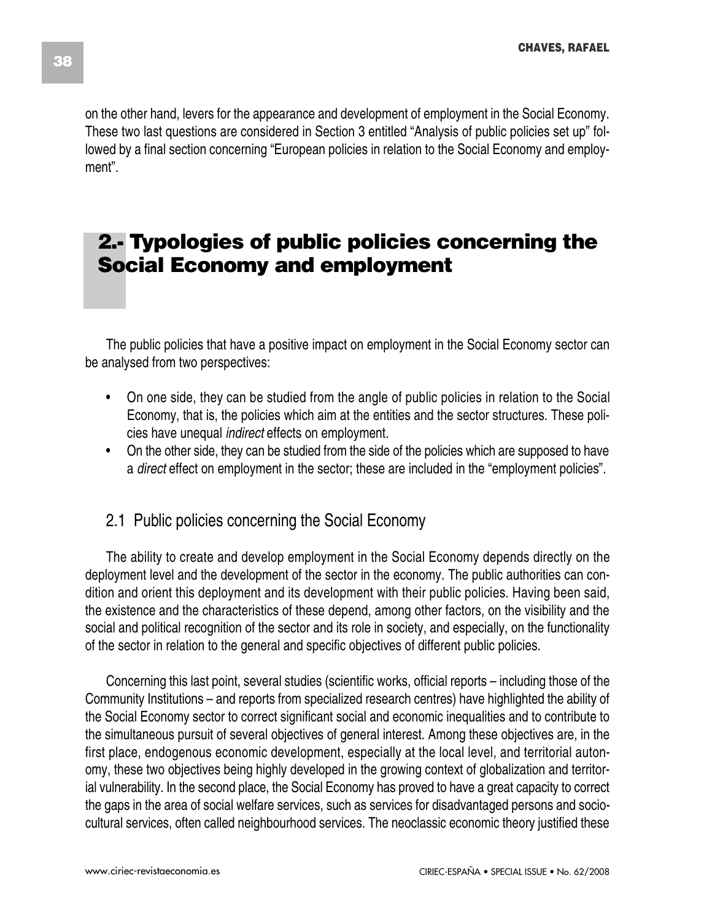on the other hand, levers for the appearance and development of employment in the Social Economy. These two last questions are considered in Section 3 entitled "Analysis of public policies set up" followed by a final section concerning "European policies in relation to the Social Economy and employment".

## 2.- Typologies of public policies concerning the Social Economy and employment

The public policies that have a positive impact on employment in the Social Economy sector can be analysed from two perspectives:

- On one side, they can be studied from the angle of public policies in relation to the Social Economy, that is, the policies which aim at the entities and the sector structures. These policies have unequal *indirect* effects on employment.
- On the other side, they can be studied from the side of the policies which are supposed to have a *direct* effect on employment in the sector; these are included in the "employment policies".

### 2.1 Public policies concerning the Social Economy

The ability to create and develop employment in the Social Economy depends directly on the deployment level and the development of the sector in the economy. The public authorities can condition and orient this deployment and its development with their public policies. Having been said, the existence and the characteristics of these depend, among other factors, on the visibility and the social and political recognition of the sector and its role in society, and especially, on the functionality of the sector in relation to the general and specific objectives of different public policies.

Concerning this last point, several studies (scientific works, official reports – including those of the Community Institutions – and reports from specialized research centres) have highlighted the ability of the Social Economy sector to correct significant social and economic inequalities and to contribute to the simultaneous pursuit of several objectives of general interest. Among these objectives are, in the first place, endogenous economic development, especially at the local level, and territorial autonomy, these two objectives being highly developed in the growing context of globalization and territorial vulnerability. In the second place, the Social Economy has proved to have a great capacity to correct the gaps in the area of social welfare services, such as services for disadvantaged persons and sociocultural services, often called neighbourhood services. The neoclassic economic theory justified these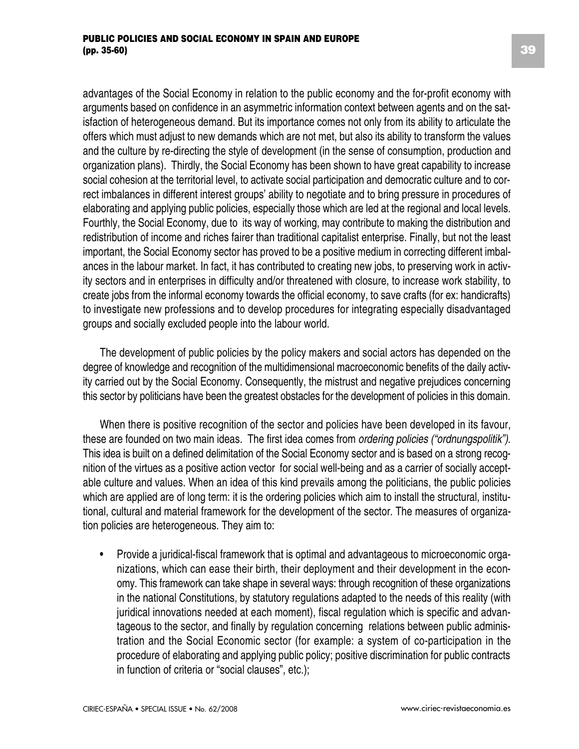advantages of the Social Economy in relation to the public economy and the for-profit economy with arguments based on confidence in an asymmetric information context between agents and on the satisfaction of heterogeneous demand. But its importance comes not only from its ability to articulate the offers which must adjust to new demands which are not met, but also its ability to transform the values and the culture by re-directing the style of development (in the sense of consumption, production and organization plans). Thirdly, the Social Economy has been shown to have great capability to increase social cohesion at the territorial level, to activate social participation and democratic culture and to correct imbalances in different interest groups' ability to negotiate and to bring pressure in procedures of elaborating and applying public policies, especially those which are led at the regional and local levels. Fourthly, the Social Economy, due to its way of working, may contribute to making the distribution and redistribution of income and riches fairer than traditional capitalist enterprise. Finally, but not the least important, the Social Economy sector has proved to be a positive medium in correcting different imbalances in the labour market. In fact, it has contributed to creating new jobs, to preserving work in activity sectors and in enterprises in difficulty and/or threatened with closure, to increase work stability, to create jobs from the informal economy towards the official economy, to save crafts (for ex: handicrafts) to investigate new professions and to develop procedures for integrating especially disadvantaged groups and socially excluded people into the labour world.

The development of public policies by the policy makers and social actors has depended on the degree of knowledge and recognition of the multidimensional macroeconomic benefits of the daily activity carried out by the Social Economy. Consequently, the mistrust and negative prejudices concerning this sector by politicians have been the greatest obstacles for the development of policies in this domain.

When there is positive recognition of the sector and policies have been developed in its favour, these are founded on two main ideas. The first idea comes from *ordering policies ("ordnungspolitik")*. This idea is built on a defined delimitation of the Social Economy sector and is based on a strong recognition of the virtues as a positive action vector for social well-being and as a carrier of socially acceptable culture and values. When an idea of this kind prevails among the politicians, the public policies which are applied are of long term: it is the ordering policies which aim to install the structural, institutional, cultural and material framework for the development of the sector. The measures of organization policies are heterogeneous. They aim to:

- Provide a juridical-fiscal framework that is optimal and advantageous to microeconomic organizations, which can ease their birth, their deployment and their development in the economy. This framework can take shape in several ways: through recognition of these organizations in the national Constitutions, by statutory regulations adapted to the needs of this reality (with juridical innovations needed at each moment), fiscal regulation which is specific and advantageous to the sector, and finally by regulation concerning relations between public administration and the Social Economic sector (for example: a system of co-participation in the procedure of elaborating and applying public policy; positive discrimination for public contracts in function of criteria or "social clauses", etc.);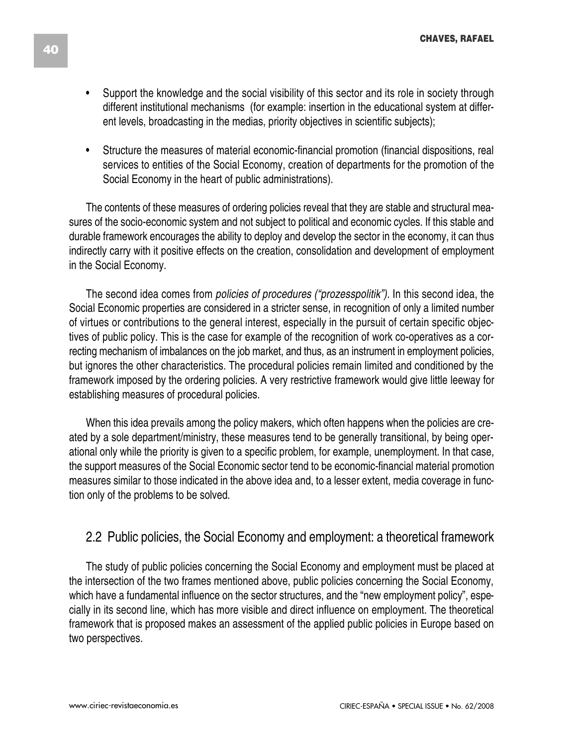- Support the knowledge and the social visibility of this sector and its role in society through different institutional mechanisms (for example: insertion in the educational system at different levels, broadcasting in the medias, priority objectives in scientific subjects);

- Structure the measures of material economic-financial promotion (financial dispositions, real services to entities of the Social Economy, creation of departments for the promotion of the Social Economy in the heart of public administrations).

The contents of these measures of ordering policies reveal that they are stable and structural measures of the socio-economic system and not subject to political and economic cycles. If this stable and durable framework encourages the ability to deploy and develop the sector in the economy, it can thus indirectly carry with it positive effects on the creation, consolidation and development of employment in the Social Economy.

The second idea comes from *policies of procedures ("prozesspolitik").* In this second idea, the Social Economic properties are considered in a stricter sense, in recognition of only a limited number of virtues or contributions to the general interest, especially in the pursuit of certain specific objectives of public policy. This is the case for example of the recognition of work co-operatives as a correcting mechanism of imbalances on the job market, and thus, as an instrument in employment policies, but ignores the other characteristics. The procedural policies remain limited and conditioned by the framework imposed by the ordering policies. A very restrictive framework would give little leeway for establishing measures of procedural policies.

When this idea prevails among the policy makers, which often happens when the policies are created by a sole department/ministry, these measures tend to be generally transitional, by being operational only while the priority is given to a specific problem, for example, unemployment. In that case, the support measures of the Social Economic sector tend to be economic-financial material promotion measures similar to those indicated in the above idea and, to a lesser extent, media coverage in function only of the problems to be solved.

## 2.2 Public policies, the Social Economy and employment: a theoretical framework

The study of public policies concerning the Social Economy and employment must be placed at the intersection of the two frames mentioned above, public policies concerning the Social Economy, which have a fundamental influence on the sector structures, and the "new employment policy", especially in its second line, which has more visible and direct influence on employment. The theoretical framework that is proposed makes an assessment of the applied public policies in Europe based on two perspectives.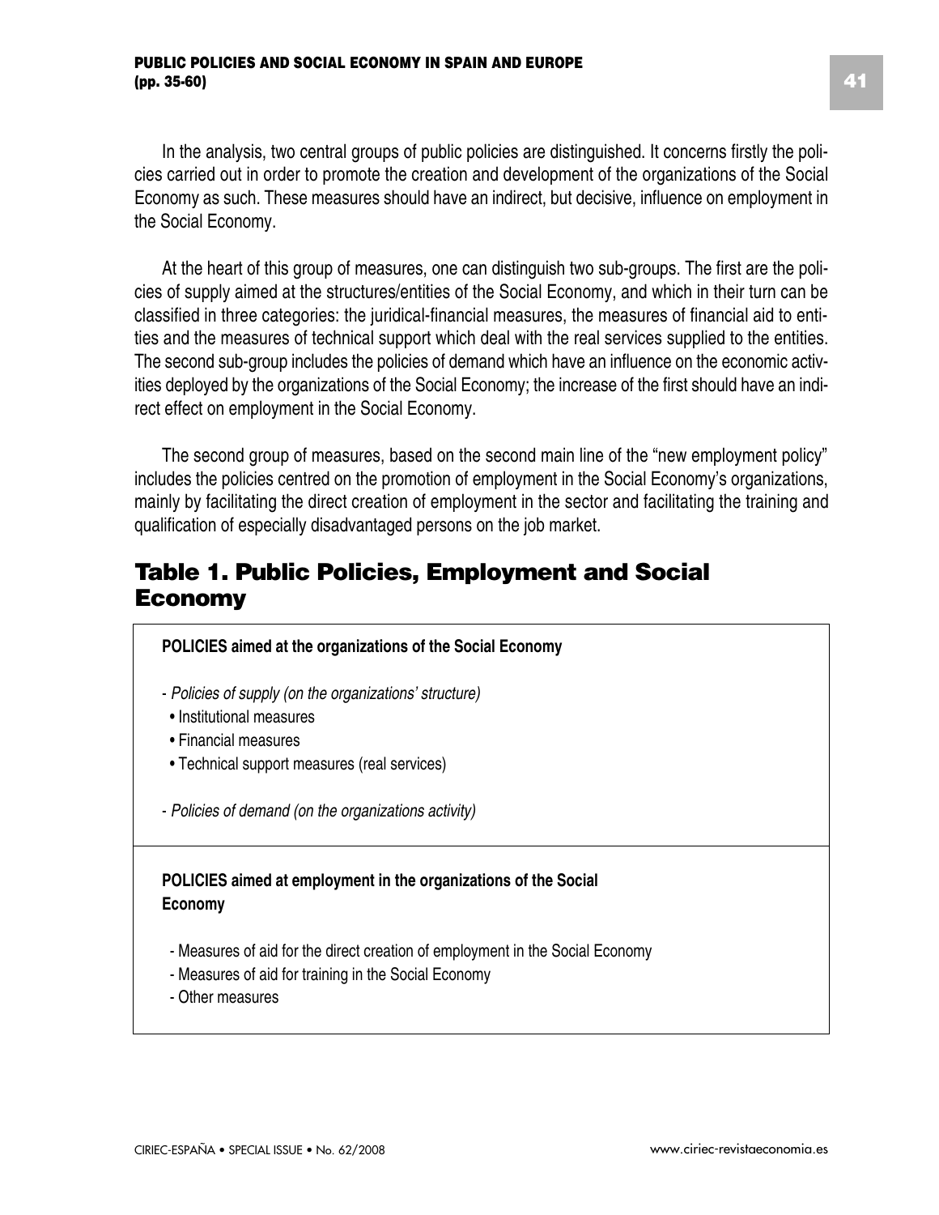In the analysis, two central groups of public policies are distinguished. It concerns firstly the policies carried out in order to promote the creation and development of the organizations of the Social Economy as such. These measures should have an indirect, but decisive, influence on employment in the Social Economy.

At the heart of this group of measures, one can distinguish two sub-groups. The first are the policies of supply aimed at the structures/entities of the Social Economy, and which in their turn can be classified in three categories: the juridical-financial measures, the measures of financial aid to entities and the measures of technical support which deal with the real services supplied to the entities. The second sub-group includes the policies of demand which have an influence on the economic activities deployed by the organizations of the Social Economy; the increase of the first should have an indirect effect on employment in the Social Economy.

The second group of measures, based on the second main line of the "new employment policy" includes the policies centred on the promotion of employment in the Social Economy's organizations, mainly by facilitating the direct creation of employment in the sector and facilitating the training and qualification of especially disadvantaged persons on the job market.

## Table 1. Public Policies, Employment and Social Economy

| |
|---|
| **POLICIES aimed at the organizations of the Social Economy**<br><br>- *Policies of supply (on the organizations' structure)*<br>• Institutional measures<br>• Financial measures<br>• Technical support measures (real services)<br><br>- *Policies of demand (on the organizations activity)* |
| **POLICIES aimed at employment in the organizations of the Social Economy**<br><br>- Measures of aid for the direct creation of employment in the Social Economy<br>- Measures of aid for training in the Social Economy<br>- Other measures |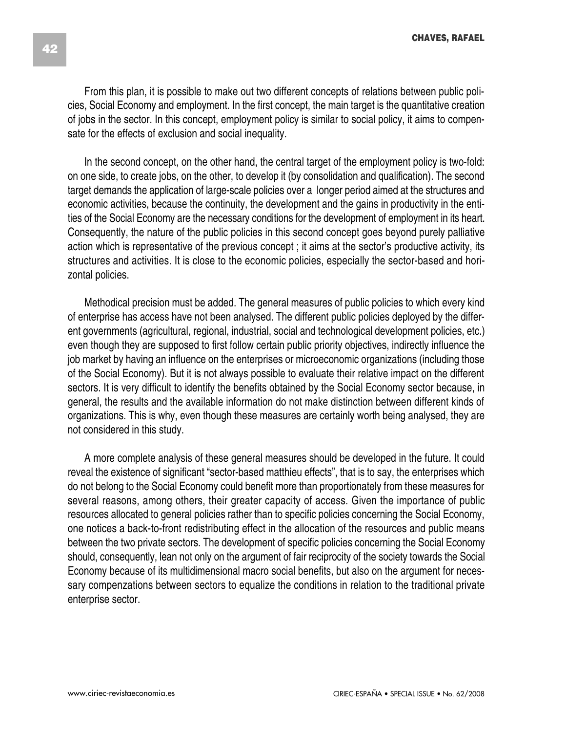From this plan, it is possible to make out two different concepts of relations between public policies, Social Economy and employment. In the first concept, the main target is the quantitative creation of jobs in the sector. In this concept, employment policy is similar to social policy, it aims to compensate for the effects of exclusion and social inequality.

In the second concept, on the other hand, the central target of the employment policy is two-fold: on one side, to create jobs, on the other, to develop it (by consolidation and qualification). The second target demands the application of large-scale policies over a longer period aimed at the structures and economic activities, because the continuity, the development and the gains in productivity in the entities of the Social Economy are the necessary conditions for the development of employment in its heart. Consequently, the nature of the public policies in this second concept goes beyond purely palliative action which is representative of the previous concept ; it aims at the sector's productive activity, its structures and activities. It is close to the economic policies, especially the sector-based and horizontal policies.

Methodical precision must be added. The general measures of public policies to which every kind of enterprise has access have not been analysed. The different public policies deployed by the different governments (agricultural, regional, industrial, social and technological development policies, etc.) even though they are supposed to first follow certain public priority objectives, indirectly influence the job market by having an influence on the enterprises or microeconomic organizations (including those of the Social Economy). But it is not always possible to evaluate their relative impact on the different sectors. It is very difficult to identify the benefits obtained by the Social Economy sector because, in general, the results and the available information do not make distinction between different kinds of organizations. This is why, even though these measures are certainly worth being analysed, they are not considered in this study.

A more complete analysis of these general measures should be developed in the future. It could reveal the existence of significant "sector-based matthieu effects", that is to say, the enterprises which do not belong to the Social Economy could benefit more than proportionately from these measures for several reasons, among others, their greater capacity of access. Given the importance of public resources allocated to general policies rather than to specific policies concerning the Social Economy, one notices a back-to-front redistributing effect in the allocation of the resources and public means between the two private sectors. The development of specific policies concerning the Social Economy should, consequently, lean not only on the argument of fair reciprocity of the society towards the Social Economy because of its multidimensional macro social benefits, but also on the argument for necessary compenzations between sectors to equalize the conditions in relation to the traditional private enterprise sector.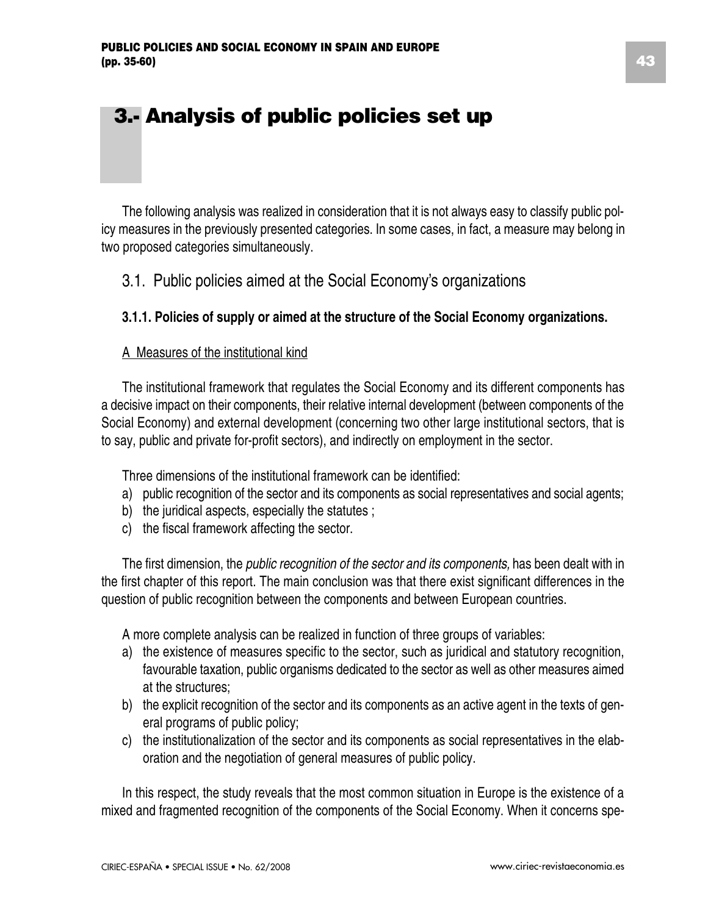# 3.- Analysis of public policies set up

The following analysis was realized in consideration that it is not always easy to classify public policy measures in the previously presented categories. In some cases, in fact, a measure may belong in two proposed categories simultaneously.

## 3.1. Public policies aimed at the Social Economy's organizations

### 3.1.1. Policies of supply or aimed at the structure of the Social Economy organizations.

A Measures of the institutional kind

The institutional framework that regulates the Social Economy and its different components has a decisive impact on their components, their relative internal development (between components of the Social Economy) and external development (concerning two other large institutional sectors, that is to say, public and private for-profit sectors), and indirectly on employment in the sector.

Three dimensions of the institutional framework can be identified:

a) public recognition of the sector and its components as social representatives and social agents;
b) the juridical aspects, especially the statutes ;
c) the fiscal framework affecting the sector.

The first dimension, the *public recognition of the sector and its components,* has been dealt with in the first chapter of this report. The main conclusion was that there exist significant differences in the question of public recognition between the components and between European countries.

A more complete analysis can be realized in function of three groups of variables:

a) the existence of measures specific to the sector, such as juridical and statutory recognition, favourable taxation, public organisms dedicated to the sector as well as other measures aimed at the structures;
b) the explicit recognition of the sector and its components as an active agent in the texts of general programs of public policy;
c) the institutionalization of the sector and its components as social representatives in the elaboration and the negotiation of general measures of public policy.

In this respect, the study reveals that the most common situation in Europe is the existence of a mixed and fragmented recognition of the components of the Social Economy. When it concerns spe-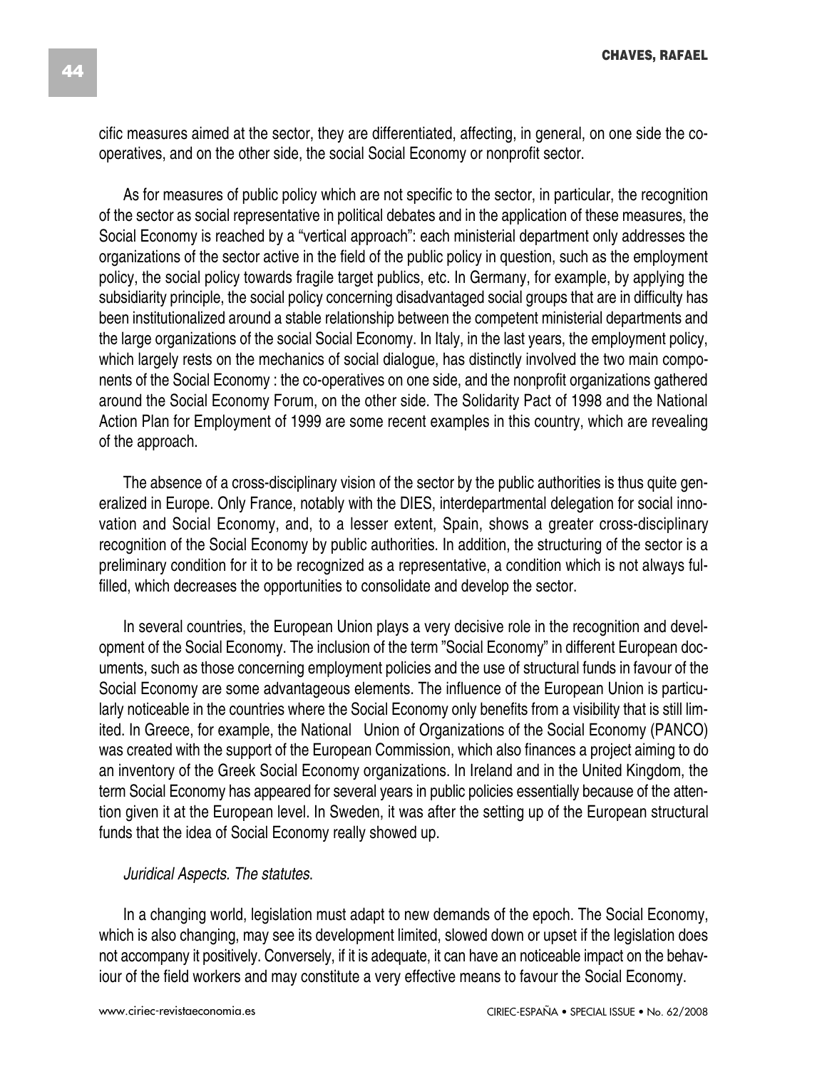cific measures aimed at the sector, they are differentiated, affecting, in general, on one side the co-operatives, and on the other side, the social Social Economy or nonprofit sector.

As for measures of public policy which are not specific to the sector, in particular, the recognition of the sector as social representative in political debates and in the application of these measures, the Social Economy is reached by a "vertical approach": each ministerial department only addresses the organizations of the sector active in the field of the public policy in question, such as the employment policy, the social policy towards fragile target publics, etc. In Germany, for example, by applying the subsidiarity principle, the social policy concerning disadvantaged social groups that are in difficulty has been institutionalized around a stable relationship between the competent ministerial departments and the large organizations of the social Social Economy. In Italy, in the last years, the employment policy, which largely rests on the mechanics of social dialogue, has distinctly involved the two main components of the Social Economy : the co-operatives on one side, and the nonprofit organizations gathered around the Social Economy Forum, on the other side. The Solidarity Pact of 1998 and the National Action Plan for Employment of 1999 are some recent examples in this country, which are revealing of the approach.

The absence of a cross-disciplinary vision of the sector by the public authorities is thus quite generalized in Europe. Only France, notably with the DIES, interdepartmental delegation for social innovation and Social Economy, and, to a lesser extent, Spain, shows a greater cross-disciplinary recognition of the Social Economy by public authorities. In addition, the structuring of the sector is a preliminary condition for it to be recognized as a representative, a condition which is not always fulfilled, which decreases the opportunities to consolidate and develop the sector.

In several countries, the European Union plays a very decisive role in the recognition and development of the Social Economy. The inclusion of the term "Social Economy" in different European documents, such as those concerning employment policies and the use of structural funds in favour of the Social Economy are some advantageous elements. The influence of the European Union is particularly noticeable in the countries where the Social Economy only benefits from a visibility that is still limited. In Greece, for example, the National Union of Organizations of the Social Economy (PANCO) was created with the support of the European Commission, which also finances a project aiming to do an inventory of the Greek Social Economy organizations. In Ireland and in the United Kingdom, the term Social Economy has appeared for several years in public policies essentially because of the attention given it at the European level. In Sweden, it was after the setting up of the European structural funds that the idea of Social Economy really showed up.

*Juridical Aspects. The statutes.*

In a changing world, legislation must adapt to new demands of the epoch. The Social Economy, which is also changing, may see its development limited, slowed down or upset if the legislation does not accompany it positively. Conversely, if it is adequate, it can have an noticeable impact on the behaviour of the field workers and may constitute a very effective means to favour the Social Economy.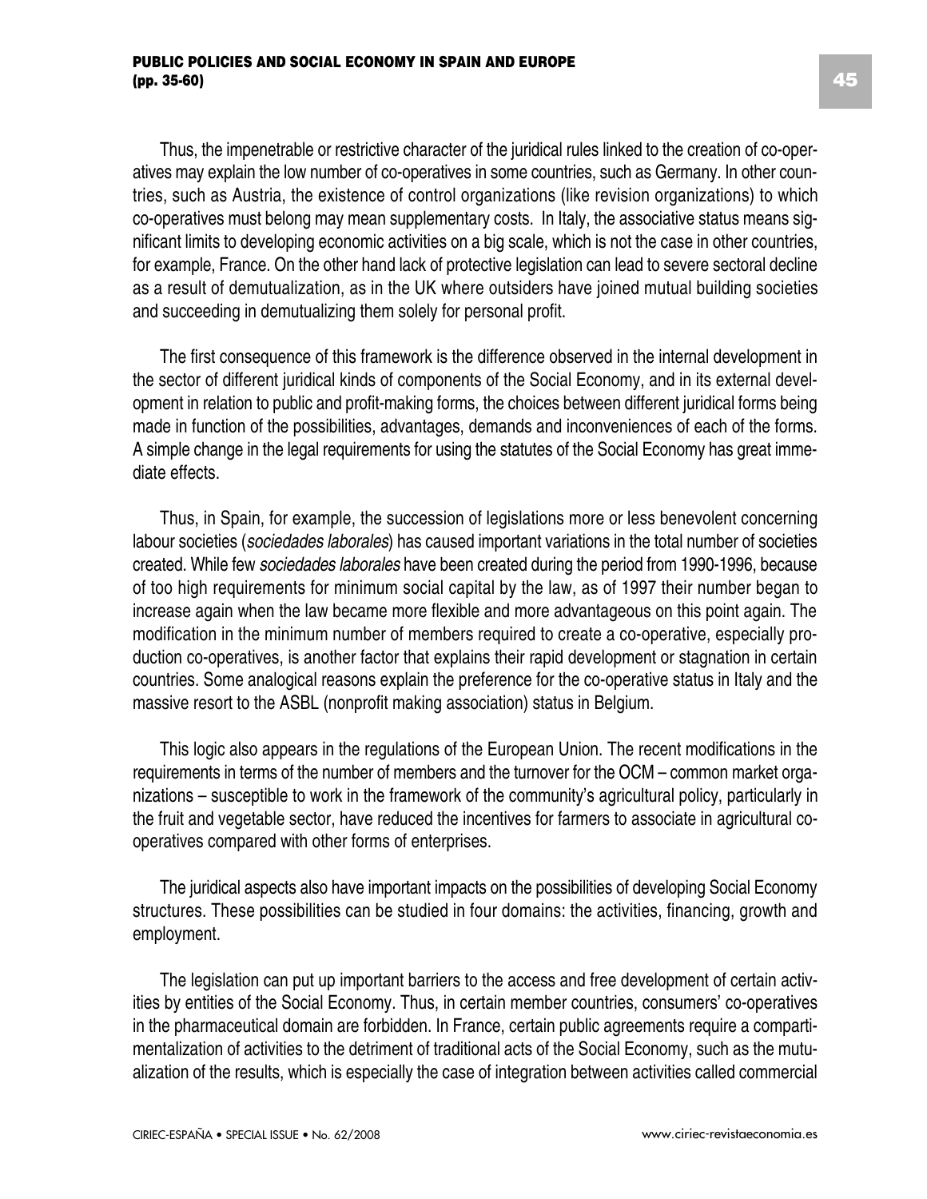Thus, the impenetrable or restrictive character of the juridical rules linked to the creation of co-operatives may explain the low number of co-operatives in some countries, such as Germany. In other countries, such as Austria, the existence of control organizations (like revision organizations) to which co-operatives must belong may mean supplementary costs. In Italy, the associative status means significant limits to developing economic activities on a big scale, which is not the case in other countries, for example, France. On the other hand lack of protective legislation can lead to severe sectoral decline as a result of demutualization, as in the UK where outsiders have joined mutual building societies and succeeding in demutualizing them solely for personal profit.

The first consequence of this framework is the difference observed in the internal development in the sector of different juridical kinds of components of the Social Economy, and in its external development in relation to public and profit-making forms, the choices between different juridical forms being made in function of the possibilities, advantages, demands and inconveniences of each of the forms. A simple change in the legal requirements for using the statutes of the Social Economy has great immediate effects.

Thus, in Spain, for example, the succession of legislations more or less benevolent concerning labour societies (*sociedades laborales*) has caused important variations in the total number of societies created. While few *sociedades laborales* have been created during the period from 1990-1996, because of too high requirements for minimum social capital by the law, as of 1997 their number began to increase again when the law became more flexible and more advantageous on this point again. The modification in the minimum number of members required to create a co-operative, especially production co-operatives, is another factor that explains their rapid development or stagnation in certain countries. Some analogical reasons explain the preference for the co-operative status in Italy and the massive resort to the ASBL (nonprofit making association) status in Belgium.

This logic also appears in the regulations of the European Union. The recent modifications in the requirements in terms of the number of members and the turnover for the OCM – common market organizations – susceptible to work in the framework of the community's agricultural policy, particularly in the fruit and vegetable sector, have reduced the incentives for farmers to associate in agricultural co-operatives compared with other forms of enterprises.

The juridical aspects also have important impacts on the possibilities of developing Social Economy structures. These possibilities can be studied in four domains: the activities, financing, growth and employment.

The legislation can put up important barriers to the access and free development of certain activities by entities of the Social Economy. Thus, in certain member countries, consumers' co-operatives in the pharmaceutical domain are forbidden. In France, certain public agreements require a compartimentalization of activities to the detriment of traditional acts of the Social Economy, such as the mutualization of the results, which is especially the case of integration between activities called commercial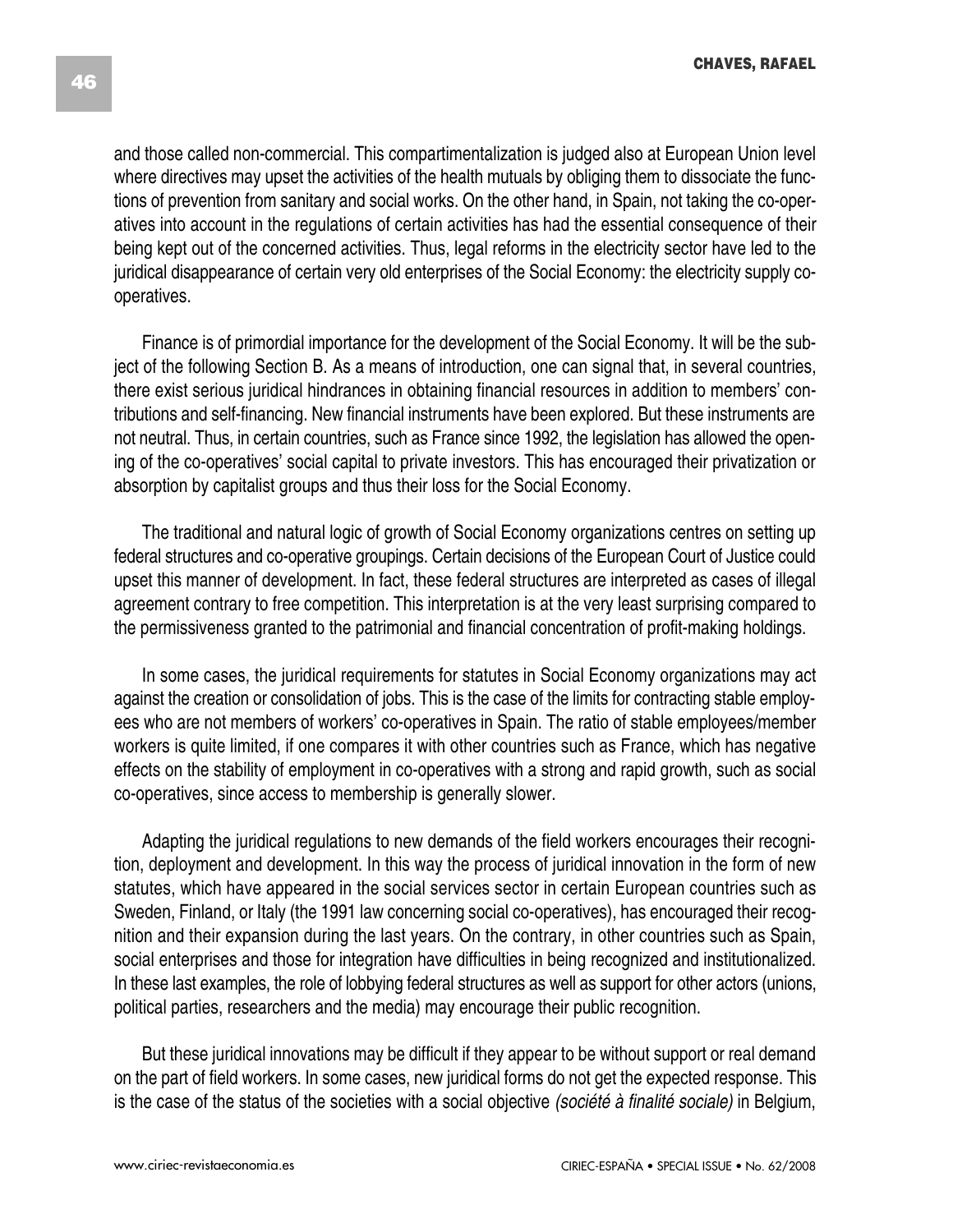and those called non-commercial. This compartimentalization is judged also at European Union level where directives may upset the activities of the health mutuals by obliging them to dissociate the functions of prevention from sanitary and social works. On the other hand, in Spain, not taking the co-operatives into account in the regulations of certain activities has had the essential consequence of their being kept out of the concerned activities. Thus, legal reforms in the electricity sector have led to the juridical disappearance of certain very old enterprises of the Social Economy: the electricity supply co-operatives.

Finance is of primordial importance for the development of the Social Economy. It will be the subject of the following Section B. As a means of introduction, one can signal that, in several countries, there exist serious juridical hindrances in obtaining financial resources in addition to members' contributions and self-financing. New financial instruments have been explored. But these instruments are not neutral. Thus, in certain countries, such as France since 1992, the legislation has allowed the opening of the co-operatives' social capital to private investors. This has encouraged their privatization or absorption by capitalist groups and thus their loss for the Social Economy.

The traditional and natural logic of growth of Social Economy organizations centres on setting up federal structures and co-operative groupings. Certain decisions of the European Court of Justice could upset this manner of development. In fact, these federal structures are interpreted as cases of illegal agreement contrary to free competition. This interpretation is at the very least surprising compared to the permissiveness granted to the patrimonial and financial concentration of profit-making holdings.

In some cases, the juridical requirements for statutes in Social Economy organizations may act against the creation or consolidation of jobs. This is the case of the limits for contracting stable employees who are not members of workers' co-operatives in Spain. The ratio of stable employees/member workers is quite limited, if one compares it with other countries such as France, which has negative effects on the stability of employment in co-operatives with a strong and rapid growth, such as social co-operatives, since access to membership is generally slower.

Adapting the juridical regulations to new demands of the field workers encourages their recognition, deployment and development. In this way the process of juridical innovation in the form of new statutes, which have appeared in the social services sector in certain European countries such as Sweden, Finland, or Italy (the 1991 law concerning social co-operatives), has encouraged their recognition and their expansion during the last years. On the contrary, in other countries such as Spain, social enterprises and those for integration have difficulties in being recognized and institutionalized. In these last examples, the role of lobbying federal structures as well as support for other actors (unions, political parties, researchers and the media) may encourage their public recognition.

But these juridical innovations may be difficult if they appear to be without support or real demand on the part of field workers. In some cases, new juridical forms do not get the expected response. This is the case of the status of the societies with a social objective *(société à finalité sociale)* in Belgium,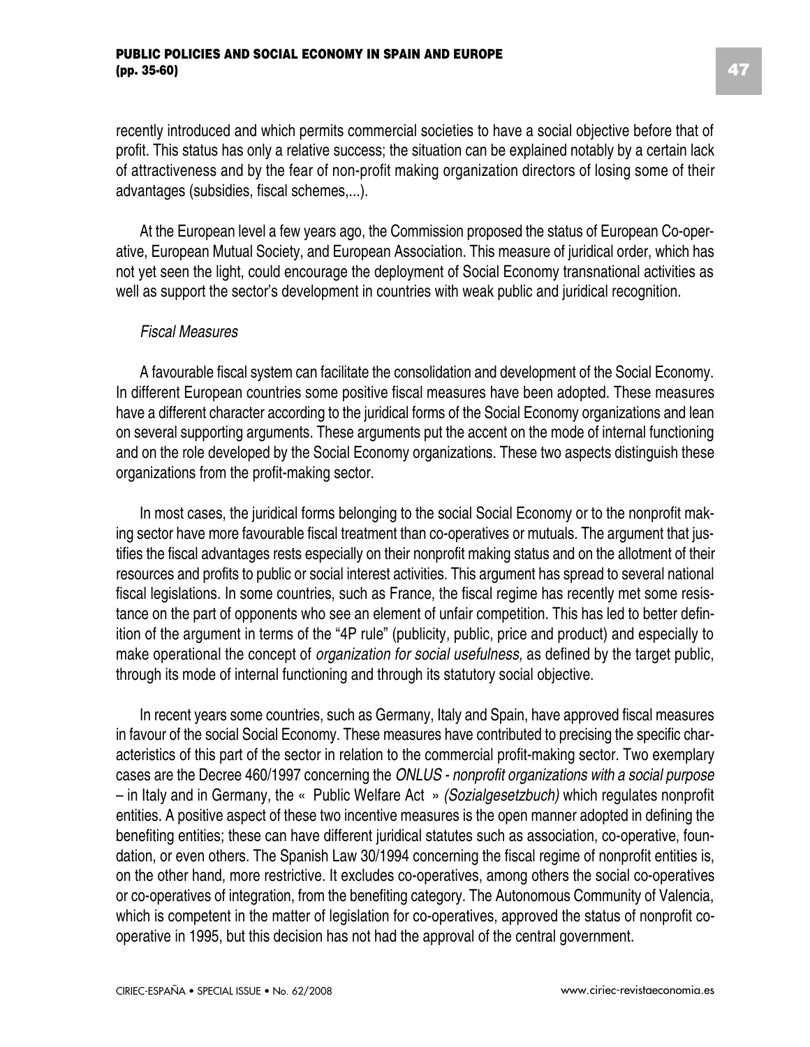recently introduced and which permits commercial societies to have a social objective before that of profit. This status has only a relative success; the situation can be explained notably by a certain lack of attractiveness and by the fear of non-profit making organization directors of losing some of their advantages (subsidies, fiscal schemes,...).

At the European level a few years ago, the Commission proposed the status of European Co-operative, European Mutual Society, and European Association. This measure of juridical order, which has not yet seen the light, could encourage the deployment of Social Economy transnational activities as well as support the sector's development in countries with weak public and juridical recognition.

*Fiscal Measures*

A favourable fiscal system can facilitate the consolidation and development of the Social Economy. In different European countries some positive fiscal measures have been adopted. These measures have a different character according to the juridical forms of the Social Economy organizations and lean on several supporting arguments. These arguments put the accent on the mode of internal functioning and on the role developed by the Social Economy organizations. These two aspects distinguish these organizations from the profit-making sector.

In most cases, the juridical forms belonging to the social Social Economy or to the nonprofit making sector have more favourable fiscal treatment than co-operatives or mutuals. The argument that justifies the fiscal advantages rests especially on their nonprofit making status and on the allotment of their resources and profits to public or social interest activities. This argument has spread to several national fiscal legislations. In some countries, such as France, the fiscal regime has recently met some resistance on the part of opponents who see an element of unfair competition. This has led to better definition of the argument in terms of the "4P rule" (publicity, public, price and product) and especially to make operational the concept of *organization for social usefulness,* as defined by the target public, through its mode of internal functioning and through its statutory social objective.

In recent years some countries, such as Germany, Italy and Spain, have approved fiscal measures in favour of the social Social Economy. These measures have contributed to precising the specific characteristics of this part of the sector in relation to the commercial profit-making sector. Two exemplary cases are the Decree 460/1997 concerning the *ONLUS - nonprofit organizations with a social purpose* – in Italy and in Germany, the « Public Welfare Act » *(Sozialgesetzbuch)* which regulates nonprofit entities. A positive aspect of these two incentive measures is the open manner adopted in defining the benefiting entities; these can have different juridical statutes such as association, co-operative, foundation, or even others. The Spanish Law 30/1994 concerning the fiscal regime of nonprofit entities is, on the other hand, more restrictive. It excludes co-operatives, among others the social co-operatives or co-operatives of integration, from the benefiting category. The Autonomous Community of Valencia, which is competent in the matter of legislation for co-operatives, approved the status of nonprofit co-operative in 1995, but this decision has not had the approval of the central government.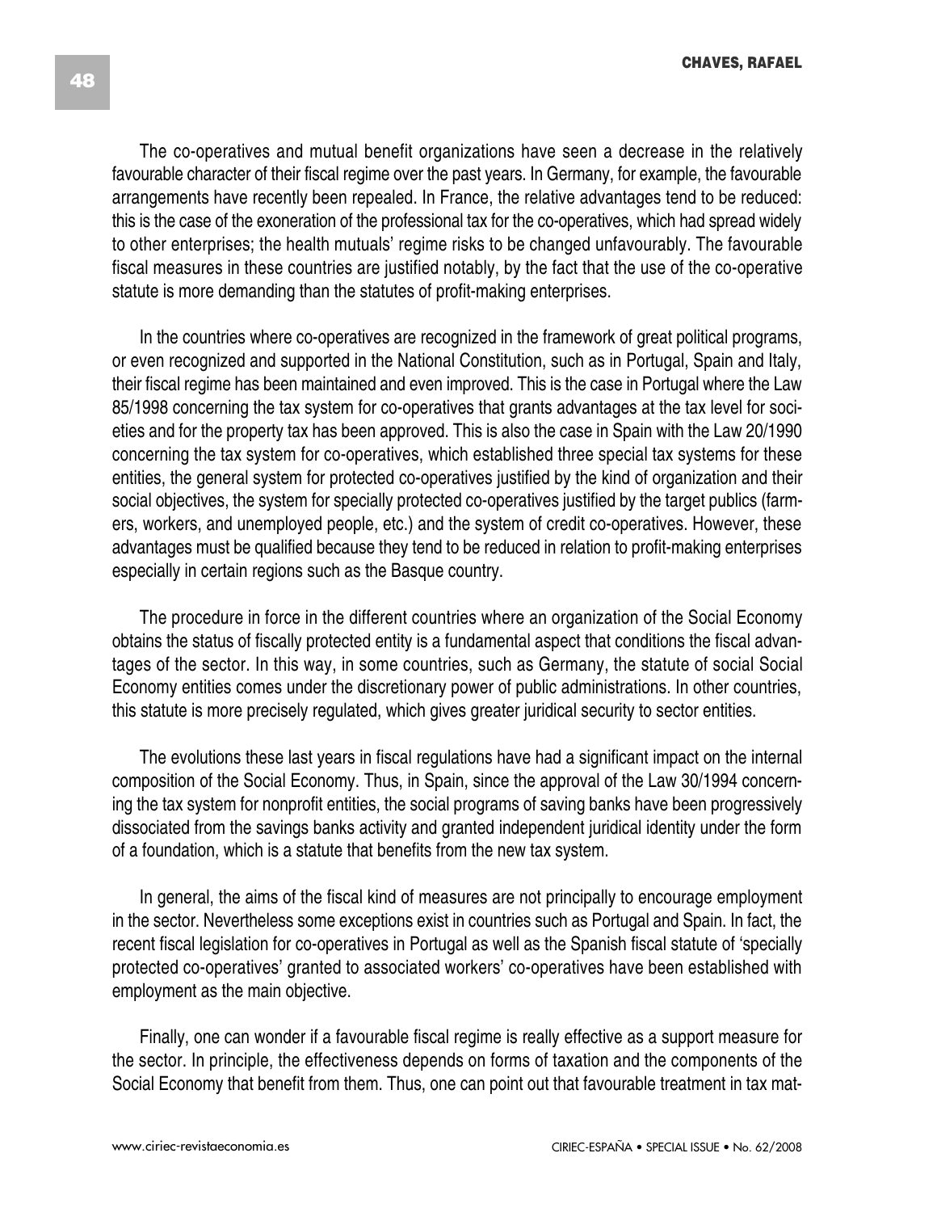The co-operatives and mutual benefit organizations have seen a decrease in the relatively favourable character of their fiscal regime over the past years. In Germany, for example, the favourable arrangements have recently been repealed. In France, the relative advantages tend to be reduced: this is the case of the exoneration of the professional tax for the co-operatives, which had spread widely to other enterprises; the health mutuals' regime risks to be changed unfavourably. The favourable fiscal measures in these countries are justified notably, by the fact that the use of the co-operative statute is more demanding than the statutes of profit-making enterprises.

In the countries where co-operatives are recognized in the framework of great political programs, or even recognized and supported in the National Constitution, such as in Portugal, Spain and Italy, their fiscal regime has been maintained and even improved. This is the case in Portugal where the Law 85/1998 concerning the tax system for co-operatives that grants advantages at the tax level for societies and for the property tax has been approved. This is also the case in Spain with the Law 20/1990 concerning the tax system for co-operatives, which established three special tax systems for these entities, the general system for protected co-operatives justified by the kind of organization and their social objectives, the system for specially protected co-operatives justified by the target publics (farmers, workers, and unemployed people, etc.) and the system of credit co-operatives. However, these advantages must be qualified because they tend to be reduced in relation to profit-making enterprises especially in certain regions such as the Basque country.

The procedure in force in the different countries where an organization of the Social Economy obtains the status of fiscally protected entity is a fundamental aspect that conditions the fiscal advantages of the sector. In this way, in some countries, such as Germany, the statute of social Social Economy entities comes under the discretionary power of public administrations. In other countries, this statute is more precisely regulated, which gives greater juridical security to sector entities.

The evolutions these last years in fiscal regulations have had a significant impact on the internal composition of the Social Economy. Thus, in Spain, since the approval of the Law 30/1994 concerning the tax system for nonprofit entities, the social programs of saving banks have been progressively dissociated from the savings banks activity and granted independent juridical identity under the form of a foundation, which is a statute that benefits from the new tax system.

In general, the aims of the fiscal kind of measures are not principally to encourage employment in the sector. Nevertheless some exceptions exist in countries such as Portugal and Spain. In fact, the recent fiscal legislation for co-operatives in Portugal as well as the Spanish fiscal statute of 'specially protected co-operatives' granted to associated workers' co-operatives have been established with employment as the main objective.

Finally, one can wonder if a favourable fiscal regime is really effective as a support measure for the sector. In principle, the effectiveness depends on forms of taxation and the components of the Social Economy that benefit from them. Thus, one can point out that favourable treatment in tax mat-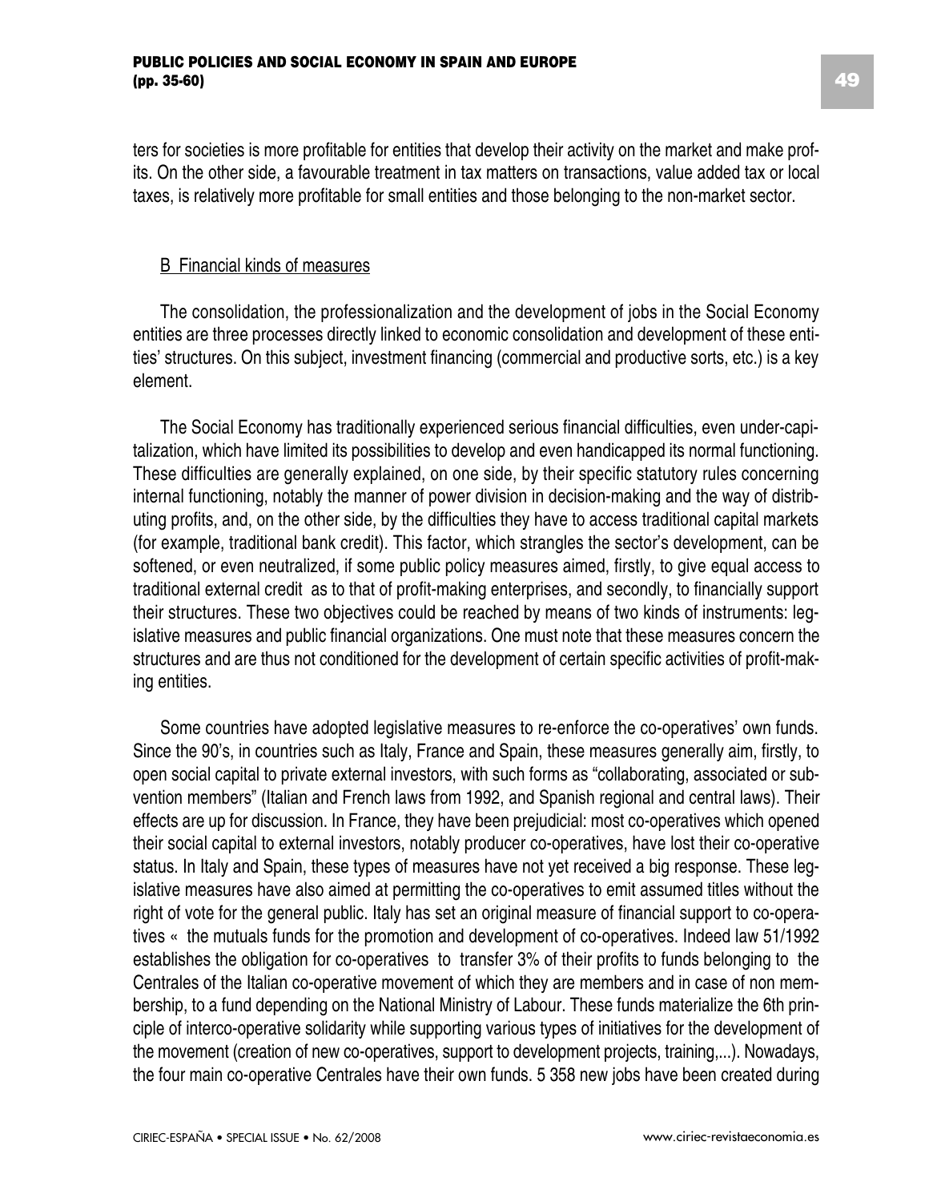ters for societies is more profitable for entities that develop their activity on the market and make profits. On the other side, a favourable treatment in tax matters on transactions, value added tax or local taxes, is relatively more profitable for small entities and those belonging to the non-market sector.

### B Financial kinds of measures

The consolidation, the professionalization and the development of jobs in the Social Economy entities are three processes directly linked to economic consolidation and development of these entities' structures. On this subject, investment financing (commercial and productive sorts, etc.) is a key element.

The Social Economy has traditionally experienced serious financial difficulties, even under-capitalization, which have limited its possibilities to develop and even handicapped its normal functioning. These difficulties are generally explained, on one side, by their specific statutory rules concerning internal functioning, notably the manner of power division in decision-making and the way of distributing profits, and, on the other side, by the difficulties they have to access traditional capital markets (for example, traditional bank credit). This factor, which strangles the sector's development, can be softened, or even neutralized, if some public policy measures aimed, firstly, to give equal access to traditional external credit as to that of profit-making enterprises, and secondly, to financially support their structures. These two objectives could be reached by means of two kinds of instruments: legislative measures and public financial organizations. One must note that these measures concern the structures and are thus not conditioned for the development of certain specific activities of profit-making entities.

Some countries have adopted legislative measures to re-enforce the co-operatives' own funds. Since the 90's, in countries such as Italy, France and Spain, these measures generally aim, firstly, to open social capital to private external investors, with such forms as "collaborating, associated or subvention members" (Italian and French laws from 1992, and Spanish regional and central laws). Their effects are up for discussion. In France, they have been prejudicial: most co-operatives which opened their social capital to external investors, notably producer co-operatives, have lost their co-operative status. In Italy and Spain, these types of measures have not yet received a big response. These legislative measures have also aimed at permitting the co-operatives to emit assumed titles without the right of vote for the general public. Italy has set an original measure of financial support to co-operatives « the mutuals funds for the promotion and development of co-operatives. Indeed law 51/1992 establishes the obligation for co-operatives to transfer 3% of their profits to funds belonging to the Centrales of the Italian co-operative movement of which they are members and in case of non membership, to a fund depending on the National Ministry of Labour. These funds materialize the 6th principle of interco-operative solidarity while supporting various types of initiatives for the development of the movement (creation of new co-operatives, support to development projects, training,...). Nowadays, the four main co-operative Centrales have their own funds. 5 358 new jobs have been created during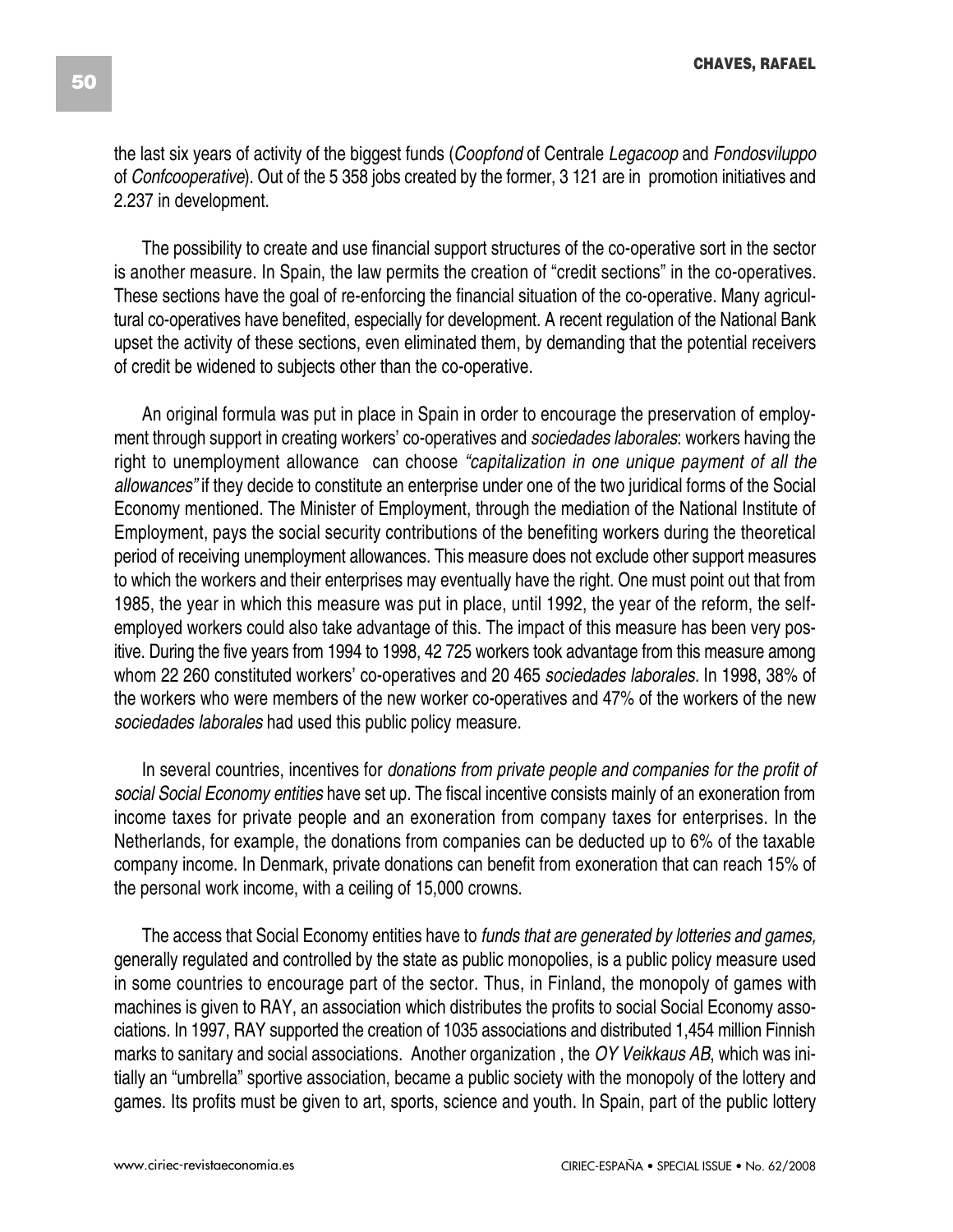the last six years of activity of the biggest funds (*Coopfond* of Centrale *Legacoop* and *Fondosviluppo* of *Confcooperative*). Out of the 5 358 jobs created by the former, 3 121 are in promotion initiatives and 2.237 in development.

The possibility to create and use financial support structures of the co-operative sort in the sector is another measure. In Spain, the law permits the creation of "credit sections" in the co-operatives. These sections have the goal of re-enforcing the financial situation of the co-operative. Many agricultural co-operatives have benefited, especially for development. A recent regulation of the National Bank upset the activity of these sections, even eliminated them, by demanding that the potential receivers of credit be widened to subjects other than the co-operative.

An original formula was put in place in Spain in order to encourage the preservation of employment through support in creating workers' co-operatives and *sociedades laborales*: workers having the right to unemployment allowance can choose *"capitalization in one unique payment of all the allowances"* if they decide to constitute an enterprise under one of the two juridical forms of the Social Economy mentioned. The Minister of Employment, through the mediation of the National Institute of Employment, pays the social security contributions of the benefiting workers during the theoretical period of receiving unemployment allowances. This measure does not exclude other support measures to which the workers and their enterprises may eventually have the right. One must point out that from 1985, the year in which this measure was put in place, until 1992, the year of the reform, the self-employed workers could also take advantage of this. The impact of this measure has been very positive. During the five years from 1994 to 1998, 42 725 workers took advantage from this measure among whom 22 260 constituted workers' co-operatives and 20 465 *sociedades laborales*. In 1998, 38% of the workers who were members of the new worker co-operatives and 47% of the workers of the new *sociedades laborales* had used this public policy measure.

In several countries, incentives for *donations from private people and companies for the profit of social Social Economy entities* have set up. The fiscal incentive consists mainly of an exoneration from income taxes for private people and an exoneration from company taxes for enterprises. In the Netherlands, for example, the donations from companies can be deducted up to 6% of the taxable company income. In Denmark, private donations can benefit from exoneration that can reach 15% of the personal work income, with a ceiling of 15,000 crowns.

The access that Social Economy entities have to *funds that are generated by lotteries and games,* generally regulated and controlled by the state as public monopolies, is a public policy measure used in some countries to encourage part of the sector. Thus, in Finland, the monopoly of games with machines is given to RAY, an association which distributes the profits to social Social Economy associations. In 1997, RAY supported the creation of 1035 associations and distributed 1,454 million Finnish marks to sanitary and social associations. Another organization , the *OY Veikkaus AB*, which was initially an "umbrella" sportive association, became a public society with the monopoly of the lottery and games. Its profits must be given to art, sports, science and youth. In Spain, part of the public lottery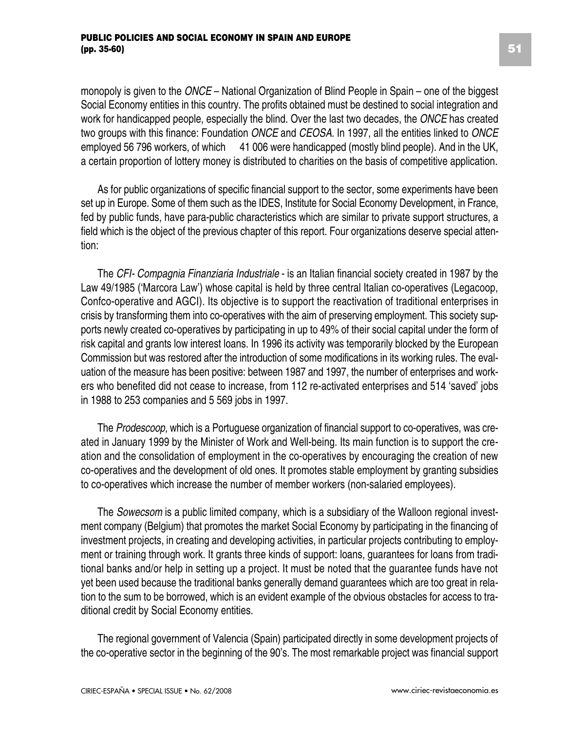monopoly is given to the *ONCE* – National Organization of Blind People in Spain – one of the biggest Social Economy entities in this country. The profits obtained must be destined to social integration and work for handicapped people, especially the blind. Over the last two decades, the *ONCE* has created two groups with this finance: Foundation *ONCE* and *CEOSA*. In 1997, all the entities linked to *ONCE* employed 56 796 workers, of which 41 006 were handicapped (mostly blind people). And in the UK, a certain proportion of lottery money is distributed to charities on the basis of competitive application.

As for public organizations of specific financial support to the sector, some experiments have been set up in Europe. Some of them such as the IDES, Institute for Social Economy Development, in France, fed by public funds, have para-public characteristics which are similar to private support structures, a field which is the object of the previous chapter of this report. Four organizations deserve special attention:

The *CFI- Compagnia Finanziaria Industriale* - is an Italian financial society created in 1987 by the Law 49/1985 ('Marcora Law') whose capital is held by three central Italian co-operatives (Legacoop, Confco-operative and AGCI). Its objective is to support the reactivation of traditional enterprises in crisis by transforming them into co-operatives with the aim of preserving employment. This society supports newly created co-operatives by participating in up to 49% of their social capital under the form of risk capital and grants low interest loans. In 1996 its activity was temporarily blocked by the European Commission but was restored after the introduction of some modifications in its working rules. The evaluation of the measure has been positive: between 1987 and 1997, the number of enterprises and workers who benefited did not cease to increase, from 112 re-activated enterprises and 514 'saved' jobs in 1988 to 253 companies and 5 569 jobs in 1997.

The *Prodescoop,* which is a Portuguese organization of financial support to co-operatives, was created in January 1999 by the Minister of Work and Well-being. Its main function is to support the creation and the consolidation of employment in the co-operatives by encouraging the creation of new co-operatives and the development of old ones. It promotes stable employment by granting subsidies to co-operatives which increase the number of member workers (non-salaried employees).

The *Sowecsom* is a public limited company, which is a subsidiary of the Walloon regional investment company (Belgium) that promotes the market Social Economy by participating in the financing of investment projects, in creating and developing activities, in particular projects contributing to employment or training through work. It grants three kinds of support: loans, guarantees for loans from traditional banks and/or help in setting up a project. It must be noted that the guarantee funds have not yet been used because the traditional banks generally demand guarantees which are too great in relation to the sum to be borrowed, which is an evident example of the obvious obstacles for access to traditional credit by Social Economy entities.

The regional government of Valencia (Spain) participated directly in some development projects of the co-operative sector in the beginning of the 90's. The most remarkable project was financial support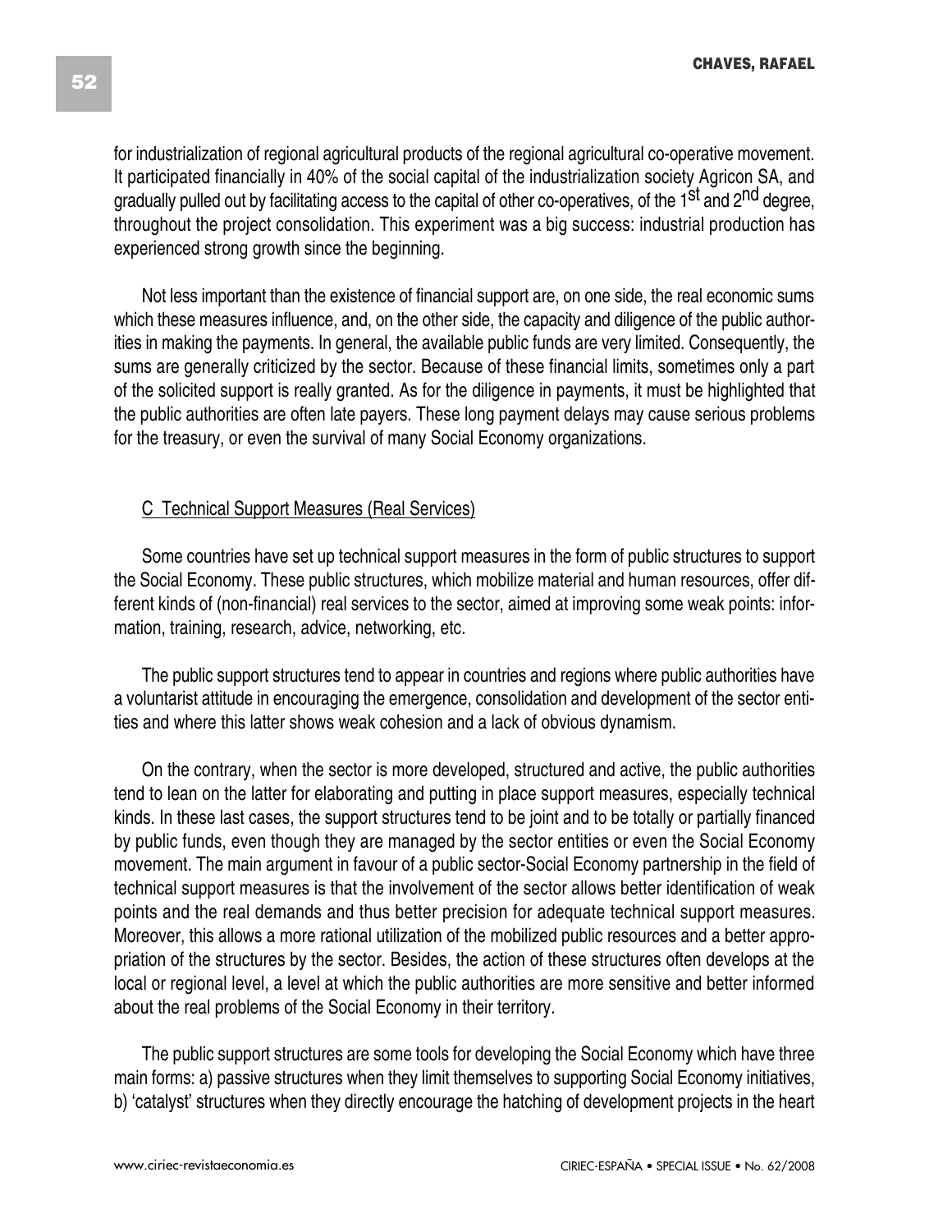for industrialization of regional agricultural products of the regional agricultural co-operative movement. It participated financially in 40% of the social capital of the industrialization society Agricon SA, and gradually pulled out by facilitating access to the capital of other co-operatives, of the 1st and 2nd degree, throughout the project consolidation. This experiment was a big success: industrial production has experienced strong growth since the beginning.

Not less important than the existence of financial support are, on one side, the real economic sums which these measures influence, and, on the other side, the capacity and diligence of the public authorities in making the payments. In general, the available public funds are very limited. Consequently, the sums are generally criticized by the sector. Because of these financial limits, sometimes only a part of the solicited support is really granted. As for the diligence in payments, it must be highlighted that the public authorities are often late payers. These long payment delays may cause serious problems for the treasury, or even the survival of many Social Economy organizations.

C Technical Support Measures (Real Services)

Some countries have set up technical support measures in the form of public structures to support the Social Economy. These public structures, which mobilize material and human resources, offer different kinds of (non-financial) real services to the sector, aimed at improving some weak points: information, training, research, advice, networking, etc.

The public support structures tend to appear in countries and regions where public authorities have a voluntarist attitude in encouraging the emergence, consolidation and development of the sector entities and where this latter shows weak cohesion and a lack of obvious dynamism.

On the contrary, when the sector is more developed, structured and active, the public authorities tend to lean on the latter for elaborating and putting in place support measures, especially technical kinds. In these last cases, the support structures tend to be joint and to be totally or partially financed by public funds, even though they are managed by the sector entities or even the Social Economy movement. The main argument in favour of a public sector-Social Economy partnership in the field of technical support measures is that the involvement of the sector allows better identification of weak points and the real demands and thus better precision for adequate technical support measures. Moreover, this allows a more rational utilization of the mobilized public resources and a better appropriation of the structures by the sector. Besides, the action of these structures often develops at the local or regional level, a level at which the public authorities are more sensitive and better informed about the real problems of the Social Economy in their territory.

The public support structures are some tools for developing the Social Economy which have three main forms: a) passive structures when they limit themselves to supporting Social Economy initiatives, b) 'catalyst' structures when they directly encourage the hatching of development projects in the heart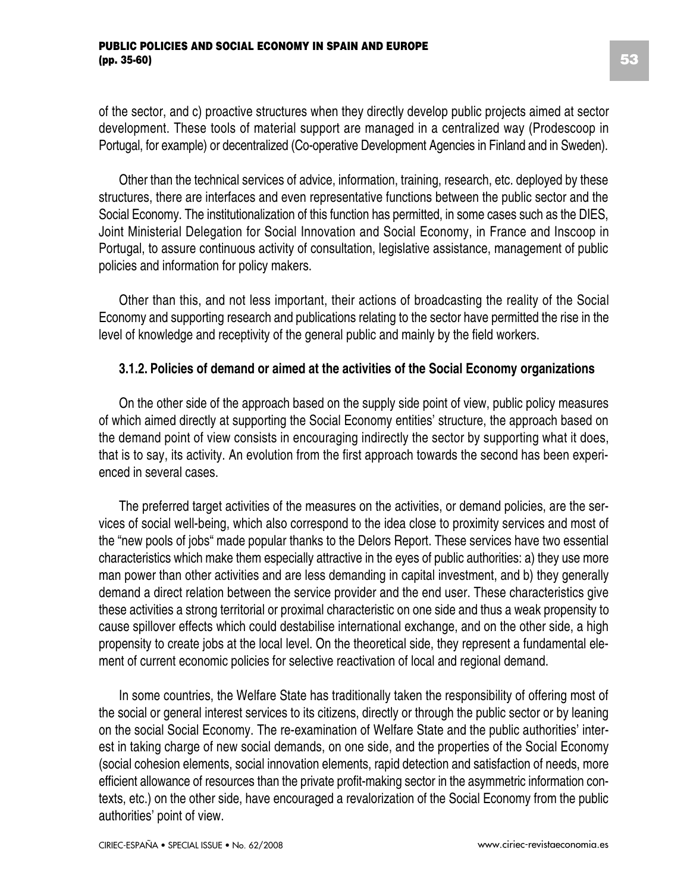of the sector, and c) proactive structures when they directly develop public projects aimed at sector development. These tools of material support are managed in a centralized way (Prodescoop in Portugal, for example) or decentralized (Co-operative Development Agencies in Finland and in Sweden).

Other than the technical services of advice, information, training, research, etc. deployed by these structures, there are interfaces and even representative functions between the public sector and the Social Economy. The institutionalization of this function has permitted, in some cases such as the DIES, Joint Ministerial Delegation for Social Innovation and Social Economy, in France and Inscoop in Portugal, to assure continuous activity of consultation, legislative assistance, management of public policies and information for policy makers.

Other than this, and not less important, their actions of broadcasting the reality of the Social Economy and supporting research and publications relating to the sector have permitted the rise in the level of knowledge and receptivity of the general public and mainly by the field workers.

### 3.1.2. Policies of demand or aimed at the activities of the Social Economy organizations

On the other side of the approach based on the supply side point of view, public policy measures of which aimed directly at supporting the Social Economy entities' structure, the approach based on the demand point of view consists in encouraging indirectly the sector by supporting what it does, that is to say, its activity. An evolution from the first approach towards the second has been experienced in several cases.

The preferred target activities of the measures on the activities, or demand policies, are the services of social well-being, which also correspond to the idea close to proximity services and most of the "new pools of jobs" made popular thanks to the Delors Report. These services have two essential characteristics which make them especially attractive in the eyes of public authorities: a) they use more man power than other activities and are less demanding in capital investment, and b) they generally demand a direct relation between the service provider and the end user. These characteristics give these activities a strong territorial or proximal characteristic on one side and thus a weak propensity to cause spillover effects which could destabilise international exchange, and on the other side, a high propensity to create jobs at the local level. On the theoretical side, they represent a fundamental element of current economic policies for selective reactivation of local and regional demand.

In some countries, the Welfare State has traditionally taken the responsibility of offering most of the social or general interest services to its citizens, directly or through the public sector or by leaning on the social Social Economy. The re-examination of Welfare State and the public authorities' interest in taking charge of new social demands, on one side, and the properties of the Social Economy (social cohesion elements, social innovation elements, rapid detection and satisfaction of needs, more efficient allowance of resources than the private profit-making sector in the asymmetric information contexts, etc.) on the other side, have encouraged a revalorization of the Social Economy from the public authorities' point of view.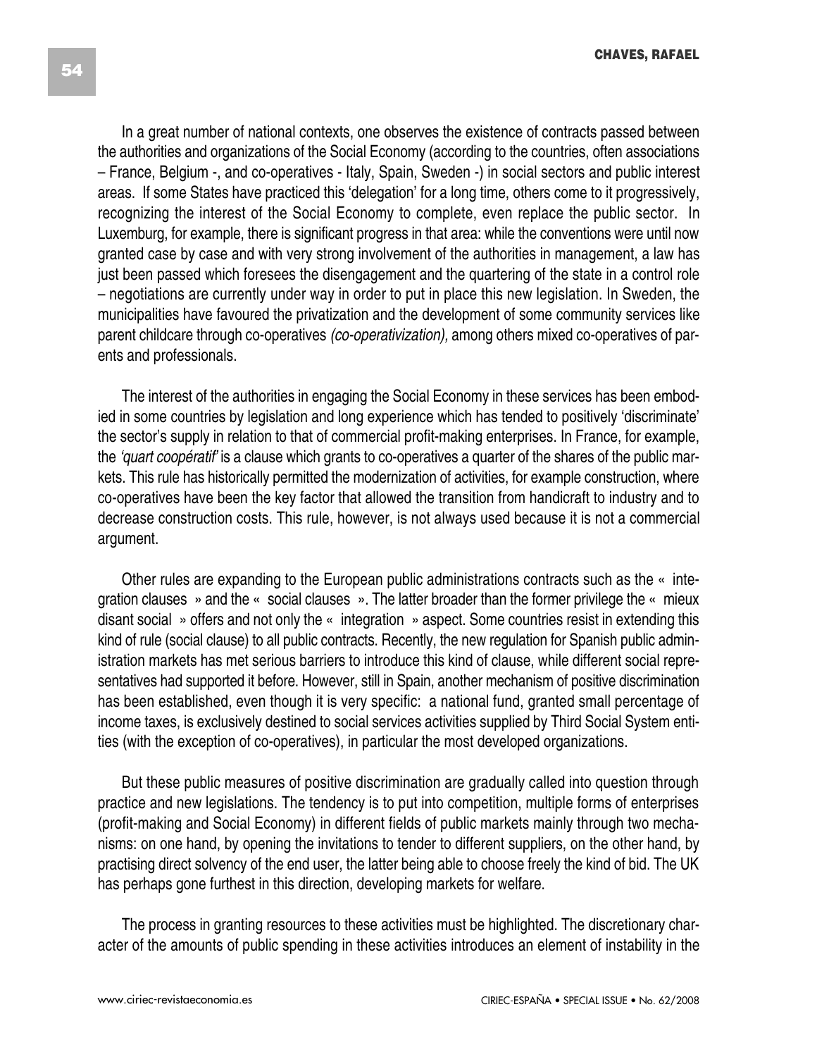In a great number of national contexts, one observes the existence of contracts passed between the authorities and organizations of the Social Economy (according to the countries, often associations – France, Belgium -, and co-operatives - Italy, Spain, Sweden -) in social sectors and public interest areas. If some States have practiced this 'delegation' for a long time, others come to it progressively, recognizing the interest of the Social Economy to complete, even replace the public sector. In Luxemburg, for example, there is significant progress in that area: while the conventions were until now granted case by case and with very strong involvement of the authorities in management, a law has just been passed which foresees the disengagement and the quartering of the state in a control role – negotiations are currently under way in order to put in place this new legislation. In Sweden, the municipalities have favoured the privatization and the development of some community services like parent childcare through co-operatives *(co-operativization),* among others mixed co-operatives of parents and professionals.

The interest of the authorities in engaging the Social Economy in these services has been embodied in some countries by legislation and long experience which has tended to positively 'discriminate' the sector's supply in relation to that of commercial profit-making enterprises. In France, for example, the *'quart coopératif'* is a clause which grants to co-operatives a quarter of the shares of the public markets. This rule has historically permitted the modernization of activities, for example construction, where co-operatives have been the key factor that allowed the transition from handicraft to industry and to decrease construction costs. This rule, however, is not always used because it is not a commercial argument.

Other rules are expanding to the European public administrations contracts such as the « integration clauses » and the « social clauses ». The latter broader than the former privilege the « mieux disant social » offers and not only the « integration » aspect. Some countries resist in extending this kind of rule (social clause) to all public contracts. Recently, the new regulation for Spanish public administration markets has met serious barriers to introduce this kind of clause, while different social representatives had supported it before. However, still in Spain, another mechanism of positive discrimination has been established, even though it is very specific: a national fund, granted small percentage of income taxes, is exclusively destined to social services activities supplied by Third Social System entities (with the exception of co-operatives), in particular the most developed organizations.

But these public measures of positive discrimination are gradually called into question through practice and new legislations. The tendency is to put into competition, multiple forms of enterprises (profit-making and Social Economy) in different fields of public markets mainly through two mechanisms: on one hand, by opening the invitations to tender to different suppliers, on the other hand, by practising direct solvency of the end user, the latter being able to choose freely the kind of bid. The UK has perhaps gone furthest in this direction, developing markets for welfare.

The process in granting resources to these activities must be highlighted. The discretionary character of the amounts of public spending in these activities introduces an element of instability in the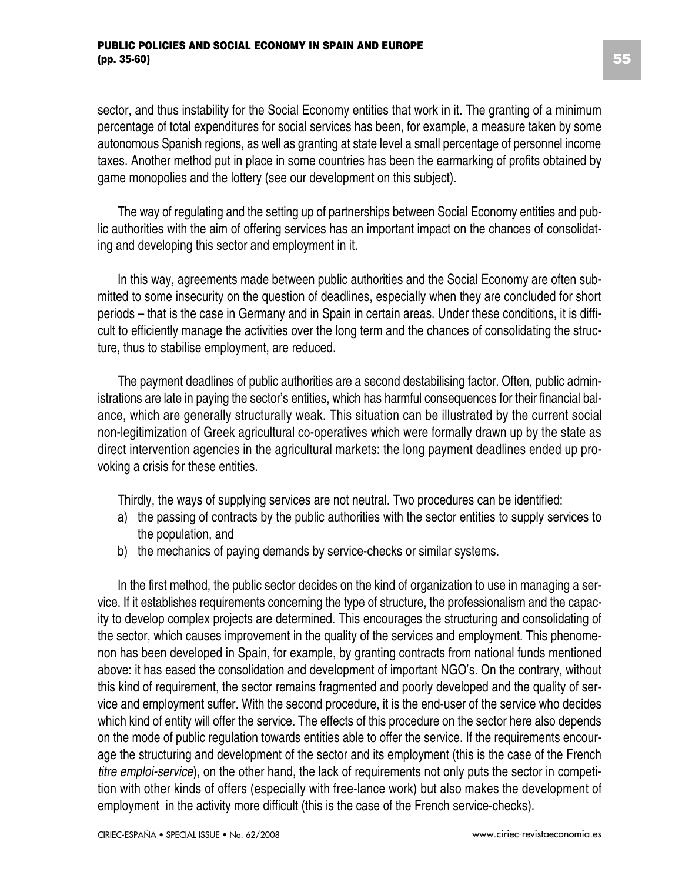sector, and thus instability for the Social Economy entities that work in it. The granting of a minimum percentage of total expenditures for social services has been, for example, a measure taken by some autonomous Spanish regions, as well as granting at state level a small percentage of personnel income taxes. Another method put in place in some countries has been the earmarking of profits obtained by game monopolies and the lottery (see our development on this subject).

The way of regulating and the setting up of partnerships between Social Economy entities and public authorities with the aim of offering services has an important impact on the chances of consolidating and developing this sector and employment in it.

In this way, agreements made between public authorities and the Social Economy are often submitted to some insecurity on the question of deadlines, especially when they are concluded for short periods – that is the case in Germany and in Spain in certain areas. Under these conditions, it is difficult to efficiently manage the activities over the long term and the chances of consolidating the structure, thus to stabilise employment, are reduced.

The payment deadlines of public authorities are a second destabilising factor. Often, public administrations are late in paying the sector's entities, which has harmful consequences for their financial balance, which are generally structurally weak. This situation can be illustrated by the current social non-legitimization of Greek agricultural co-operatives which were formally drawn up by the state as direct intervention agencies in the agricultural markets: the long payment deadlines ended up provoking a crisis for these entities.

Thirdly, the ways of supplying services are not neutral. Two procedures can be identified:

a) the passing of contracts by the public authorities with the sector entities to supply services to the population, and
b) the mechanics of paying demands by service-checks or similar systems.

In the first method, the public sector decides on the kind of organization to use in managing a service. If it establishes requirements concerning the type of structure, the professionalism and the capacity to develop complex projects are determined. This encourages the structuring and consolidating of the sector, which causes improvement in the quality of the services and employment. This phenomenon has been developed in Spain, for example, by granting contracts from national funds mentioned above: it has eased the consolidation and development of important NGO's. On the contrary, without this kind of requirement, the sector remains fragmented and poorly developed and the quality of service and employment suffer. With the second procedure, it is the end-user of the service who decides which kind of entity will offer the service. The effects of this procedure on the sector here also depends on the mode of public regulation towards entities able to offer the service. If the requirements encourage the structuring and development of the sector and its employment (this is the case of the French *titre emploi-service*), on the other hand, the lack of requirements not only puts the sector in competition with other kinds of offers (especially with free-lance work) but also makes the development of employment in the activity more difficult (this is the case of the French service-checks).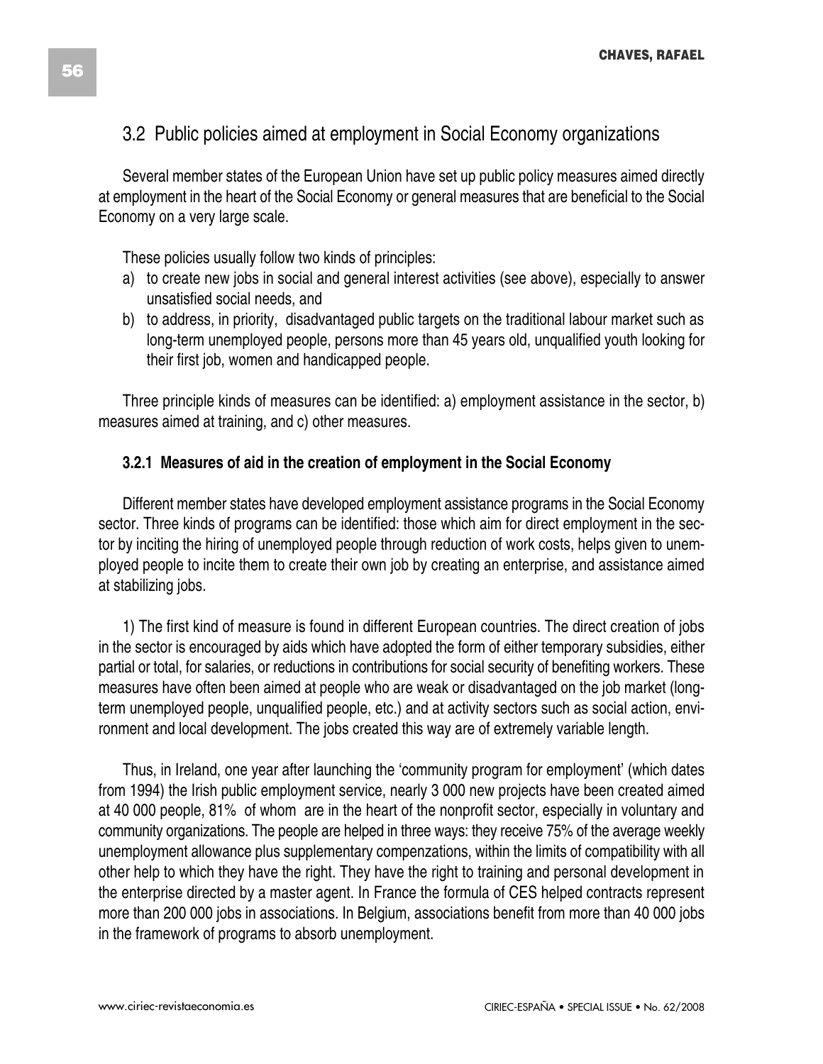## 3.2 Public policies aimed at employment in Social Economy organizations

Several member states of the European Union have set up public policy measures aimed directly at employment in the heart of the Social Economy or general measures that are beneficial to the Social Economy on a very large scale.

These policies usually follow two kinds of principles:

a) to create new jobs in social and general interest activities (see above), especially to answer unsatisfied social needs, and
b) to address, in priority, disadvantaged public targets on the traditional labour market such as long-term unemployed people, persons more than 45 years old, unqualified youth looking for their first job, women and handicapped people.

Three principle kinds of measures can be identified: a) employment assistance in the sector, b) measures aimed at training, and c) other measures.

### 3.2.1 Measures of aid in the creation of employment in the Social Economy

Different member states have developed employment assistance programs in the Social Economy sector. Three kinds of programs can be identified: those which aim for direct employment in the sector by inciting the hiring of unemployed people through reduction of work costs, helps given to unemployed people to incite them to create their own job by creating an enterprise, and assistance aimed at stabilizing jobs.

1) The first kind of measure is found in different European countries. The direct creation of jobs in the sector is encouraged by aids which have adopted the form of either temporary subsidies, either partial or total, for salaries, or reductions in contributions for social security of benefiting workers. These measures have often been aimed at people who are weak or disadvantaged on the job market (long-term unemployed people, unqualified people, etc.) and at activity sectors such as social action, environment and local development. The jobs created this way are of extremely variable length.

Thus, in Ireland, one year after launching the 'community program for employment' (which dates from 1994) the Irish public employment service, nearly 3 000 new projects have been created aimed at 40 000 people, 81% of whom are in the heart of the nonprofit sector, especially in voluntary and community organizations. The people are helped in three ways: they receive 75% of the average weekly unemployment allowance plus supplementary compenzations, within the limits of compatibility with all other help to which they have the right. They have the right to training and personal development in the enterprise directed by a master agent. In France the formula of CES helped contracts represent more than 200 000 jobs in associations. In Belgium, associations benefit from more than 40 000 jobs in the framework of programs to absorb unemployment.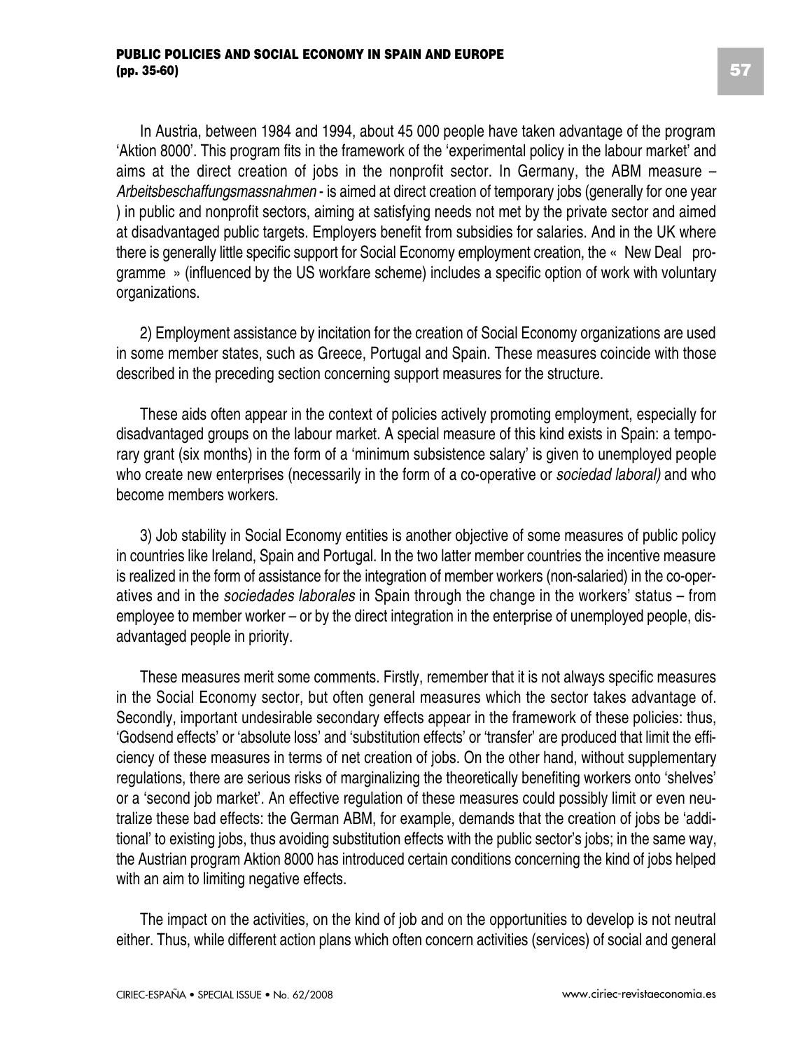In Austria, between 1984 and 1994, about 45 000 people have taken advantage of the program 'Aktion 8000'. This program fits in the framework of the 'experimental policy in the labour market' and aims at the direct creation of jobs in the nonprofit sector. In Germany, the ABM measure – *Arbeitsbeschaffungsmassnahmen* - is aimed at direct creation of temporary jobs (generally for one year ) in public and nonprofit sectors, aiming at satisfying needs not met by the private sector and aimed at disadvantaged public targets. Employers benefit from subsidies for salaries. And in the UK where there is generally little specific support for Social Economy employment creation, the « New Deal programme » (influenced by the US workfare scheme) includes a specific option of work with voluntary organizations.

2) Employment assistance by incitation for the creation of Social Economy organizations are used in some member states, such as Greece, Portugal and Spain. These measures coincide with those described in the preceding section concerning support measures for the structure.

These aids often appear in the context of policies actively promoting employment, especially for disadvantaged groups on the labour market. A special measure of this kind exists in Spain: a temporary grant (six months) in the form of a 'minimum subsistence salary' is given to unemployed people who create new enterprises (necessarily in the form of a co-operative or *sociedad laboral)* and who become members workers.

3) Job stability in Social Economy entities is another objective of some measures of public policy in countries like Ireland, Spain and Portugal. In the two latter member countries the incentive measure is realized in the form of assistance for the integration of member workers (non-salaried) in the co-operatives and in the *sociedades laborales* in Spain through the change in the workers' status – from employee to member worker – or by the direct integration in the enterprise of unemployed people, disadvantaged people in priority.

These measures merit some comments. Firstly, remember that it is not always specific measures in the Social Economy sector, but often general measures which the sector takes advantage of. Secondly, important undesirable secondary effects appear in the framework of these policies: thus, 'Godsend effects' or 'absolute loss' and 'substitution effects' or 'transfer' are produced that limit the efficiency of these measures in terms of net creation of jobs. On the other hand, without supplementary regulations, there are serious risks of marginalizing the theoretically benefiting workers onto 'shelves' or a 'second job market'. An effective regulation of these measures could possibly limit or even neutralize these bad effects: the German ABM, for example, demands that the creation of jobs be 'additional' to existing jobs, thus avoiding substitution effects with the public sector's jobs; in the same way, the Austrian program Aktion 8000 has introduced certain conditions concerning the kind of jobs helped with an aim to limiting negative effects.

The impact on the activities, on the kind of job and on the opportunities to develop is not neutral either. Thus, while different action plans which often concern activities (services) of social and general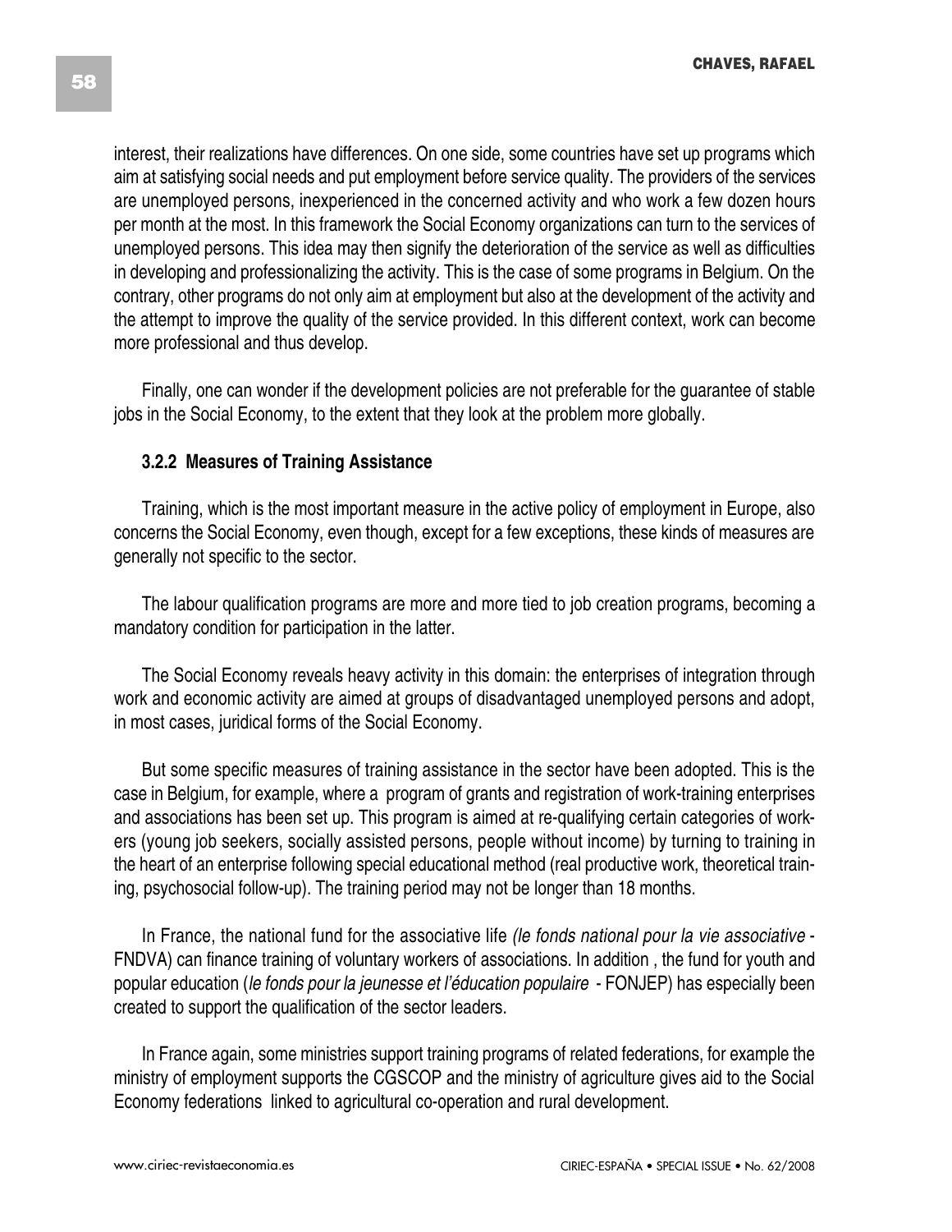interest, their realizations have differences. On one side, some countries have set up programs which aim at satisfying social needs and put employment before service quality. The providers of the services are unemployed persons, inexperienced in the concerned activity and who work a few dozen hours per month at the most. In this framework the Social Economy organizations can turn to the services of unemployed persons. This idea may then signify the deterioration of the service as well as difficulties in developing and professionalizing the activity. This is the case of some programs in Belgium. On the contrary, other programs do not only aim at employment but also at the development of the activity and the attempt to improve the quality of the service provided. In this different context, work can become more professional and thus develop.

Finally, one can wonder if the development policies are not preferable for the guarantee of stable jobs in the Social Economy, to the extent that they look at the problem more globally.

### 3.2.2 Measures of Training Assistance

Training, which is the most important measure in the active policy of employment in Europe, also concerns the Social Economy, even though, except for a few exceptions, these kinds of measures are generally not specific to the sector.

The labour qualification programs are more and more tied to job creation programs, becoming a mandatory condition for participation in the latter.

The Social Economy reveals heavy activity in this domain: the enterprises of integration through work and economic activity are aimed at groups of disadvantaged unemployed persons and adopt, in most cases, juridical forms of the Social Economy.

But some specific measures of training assistance in the sector have been adopted. This is the case in Belgium, for example, where a program of grants and registration of work-training enterprises and associations has been set up. This program is aimed at re-qualifying certain categories of workers (young job seekers, socially assisted persons, people without income) by turning to training in the heart of an enterprise following special educational method (real productive work, theoretical training, psychosocial follow-up). The training period may not be longer than 18 months.

In France, the national fund for the associative life *(le fonds national pour la vie associative* - FNDVA) can finance training of voluntary workers of associations. In addition , the fund for youth and popular education (*le fonds pour la jeunesse et l'éducation populaire* - FONJEP) has especially been created to support the qualification of the sector leaders.

In France again, some ministries support training programs of related federations, for example the ministry of employment supports the CGSCOP and the ministry of agriculture gives aid to the Social Economy federations linked to agricultural co-operation and rural development.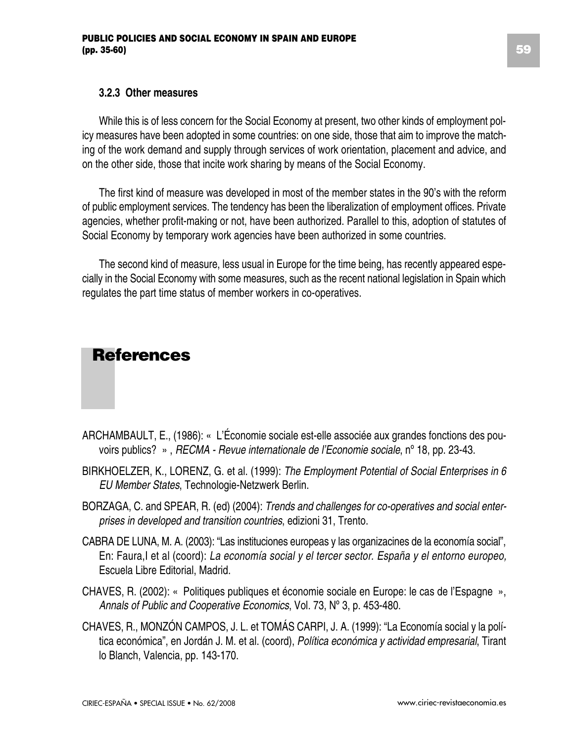### 3.2.3 Other measures

While this is of less concern for the Social Economy at present, two other kinds of employment policy measures have been adopted in some countries: on one side, those that aim to improve the matching of the work demand and supply through services of work orientation, placement and advice, and on the other side, those that incite work sharing by means of the Social Economy.

The first kind of measure was developed in most of the member states in the 90's with the reform of public employment services. The tendency has been the liberalization of employment offices. Private agencies, whether profit-making or not, have been authorized. Parallel to this, adoption of statutes of Social Economy by temporary work agencies have been authorized in some countries.

The second kind of measure, less usual in Europe for the time being, has recently appeared especially in the Social Economy with some measures, such as the recent national legislation in Spain which regulates the part time status of member workers in co-operatives.

# References

ARCHAMBAULT, E., (1986): « L'Économie sociale est-elle associée aux grandes fonctions des pouvoirs publics? » , *RECMA - Revue internationale de l'Economie sociale*, nº 18, pp. 23-43.

BIRKHOELZER, K., LORENZ, G. et al. (1999): *The Employment Potential of Social Enterprises in 6 EU Member States*, Technologie-Netzwerk Berlin.

BORZAGA, C. and SPEAR, R. (ed) (2004): *Trends and challenges for co-operatives and social enterprises in developed and transition countries*, edizioni 31, Trento.

CABRA DE LUNA, M. A. (2003): "Las instituciones europeas y las organizacines de la economía social", En: Faura,I et al (coord): *La economía social y el tercer sector. España y el entorno europeo,* Escuela Libre Editorial, Madrid.

CHAVES, R. (2002): « Politiques publiques et économie sociale en Europe: le cas de l'Espagne », *Annals of Public and Cooperative Economics*, Vol. 73, Nº 3, p. 453-480.

CHAVES, R., MONZÓN CAMPOS, J. L. et TOMÁS CARPI, J. A. (1999): "La Economía social y la política económica", en Jordán J. M. et al. (coord), *Política económica y actividad empresarial*, Tirant lo Blanch, Valencia, pp. 143-170.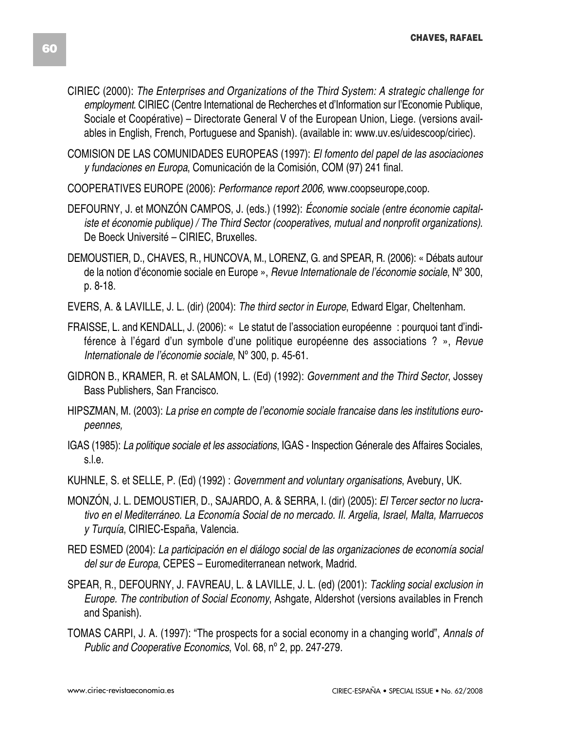CIRIEC (2000): *The Enterprises and Organizations of the Third System: A strategic challenge for employment*. CIRIEC (Centre International de Recherches et d'Information sur l'Economie Publique, Sociale et Coopérative) – Directorate General V of the European Union, Liege. (versions availables in English, French, Portuguese and Spanish). (available in: www.uv.es/uidescoop/ciriec).

COMISION DE LAS COMUNIDADES EUROPEAS (1997): *El fomento del papel de las asociaciones y fundaciones en Europa*, Comunicación de la Comisión, COM (97) 241 final.

COOPERATIVES EUROPE (2006): *Performance report 2006,* www.coopseurope,coop.

DEFOURNY, J. et MONZÓN CAMPOS, J. (eds.) (1992): *Économie sociale (entre économie capitaliste et économie publique) / The Third Sector (cooperatives, mutual and nonprofit organizations)*. De Boeck Université – CIRIEC, Bruxelles.

DEMOUSTIER, D., CHAVES, R., HUNCOVA, M., LORENZ, G. and SPEAR, R. (2006): « Débats autour de la notion d'économie sociale en Europe », *Revue Internationale de l'économie sociale*, Nº 300, p. 8-18.

EVERS, A. & LAVILLE, J. L. (dir) (2004): *The third sector in Europe*, Edward Elgar, Cheltenham.

FRAISSE, L. and KENDALL, J. (2006): « Le statut de l'association européenne : pourquoi tant d'indifférence à l'égard d'un symbole d'une politique européenne des associations ? », *Revue Internationale de l'économie sociale*, Nº 300, p. 45-61.

GIDRON B., KRAMER, R. et SALAMON, L. (Ed) (1992): *Government and the Third Sector*, Jossey Bass Publishers, San Francisco.

HIPSZMAN, M. (2003): *La prise en compte de l'economie sociale francaise dans les institutions europeennes,*

IGAS (1985): *La politique sociale et les associations*, IGAS - Inspection Génerale des Affaires Sociales, s.l.e.

KUHNLE, S. et SELLE, P. (Ed) (1992) : *Government and voluntary organisations*, Avebury, UK.

MONZÓN, J. L. DEMOUSTIER, D., SAJARDO, A. & SERRA, I. (dir) (2005): *El Tercer sector no lucrativo en el Mediterráneo. La Economía Social de no mercado. II. Argelia, Israel, Malta, Marruecos y Turquía*, CIRIEC-España, Valencia.

RED ESMED (2004): *La participación en el diálogo social de las organizaciones de economía social del sur de Europa*, CEPES – Euromediterranean network, Madrid.

SPEAR, R., DEFOURNY, J. FAVREAU, L. & LAVILLE, J. L. (ed) (2001): *Tackling social exclusion in Europe. The contribution of Social Economy*, Ashgate, Aldershot (versions availables in French and Spanish).

TOMAS CARPI, J. A. (1997): "The prospects for a social economy in a changing world", *Annals of Public and Cooperative Economics*, Vol. 68, nº 2, pp. 247-279.